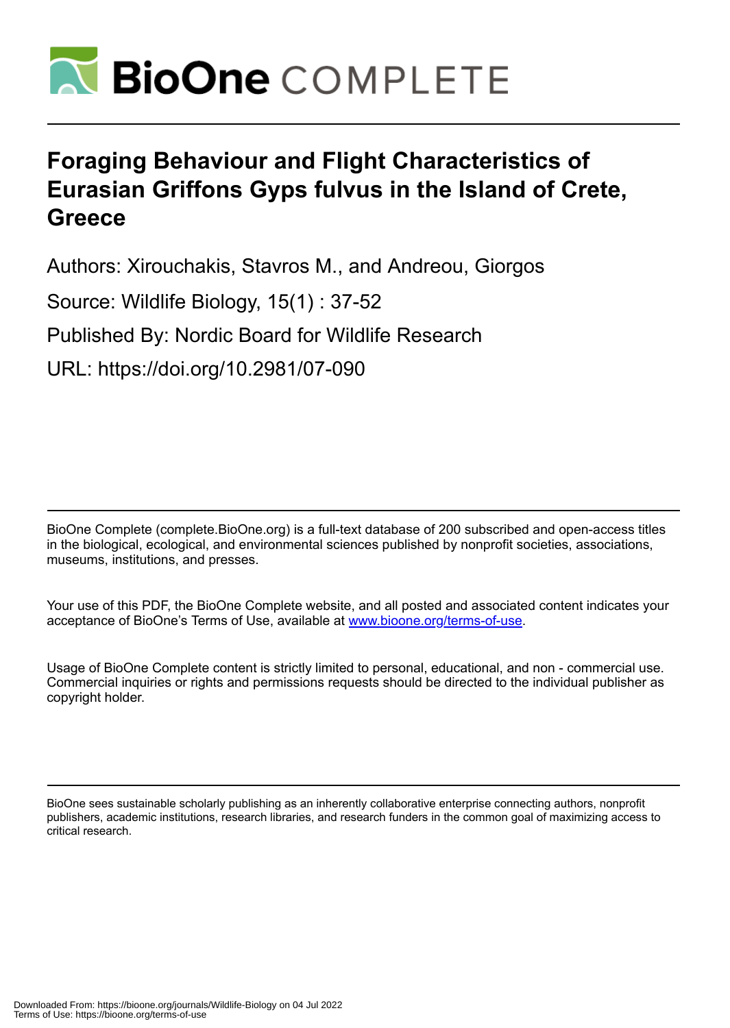# Foraging Behaviour and Flight Characteristics of Eurasian Griffons Gyps fulvus in the Island of Crete, Greece

Authors: Xirouchakis, Stavros M., and Andreou, Giorgos

Source: Wildlife Biology, 15(1) : 37-52

Published By: Nordic Board for Wildlife Research

URL: https://doi.org/10.2981/07-090

BioOne Complete (complete.BioOne.org) is a full-text database of 200 subscribed and open-access titles in the biological, ecological, and environmental sciences published by nonprofit societies, associations, museums, institutions, and presses.

Your use of this PDF, the BioOne Complete website, and all posted and associated content indicates your acceptance of BioOne's Terms of Use, available at www.bioone.org/terms-of-use.

Usage of BioOne Complete content is strictly limited to personal, educational, and non - commercial use. Commercial inquiries or rights and permissions requests should be directed to the individual publisher as copyright holder.

BioOne sees sustainable scholarly publishing as an inherently collaborative enterprise connecting authors, nonprofit publishers, academic institutions, research libraries, and research funders in the common goal of maximizing access to critical research.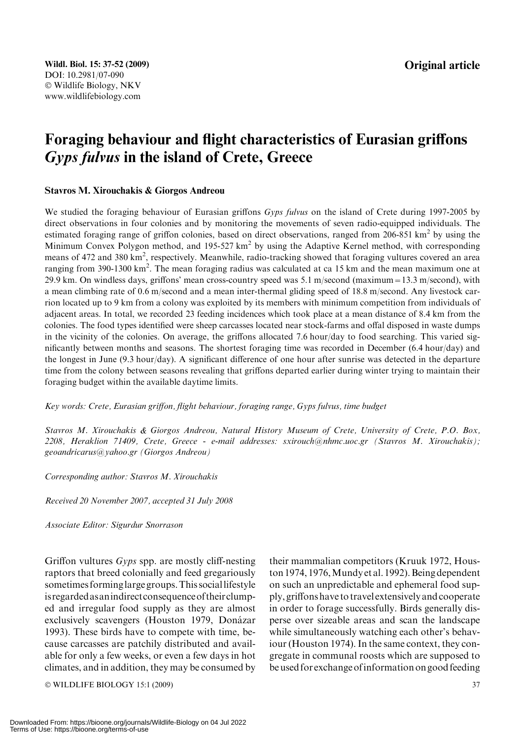Wildl. Biol. 15: 37-52 (2009)
DOI: 10.2981/07-090
© Wildlife Biology, NKV
www.wildlifebiology.com

**Original article**

# Foraging behaviour and flight characteristics of Eurasian griffons *Gyps fulvus* in the island of Crete, Greece

### Stavros M. Xirouchakis & Giorgos Andreou

We studied the foraging behaviour of Eurasian griffons *Gyps fulvus* on the island of Crete during 1997-2005 by direct observations in four colonies and by monitoring the movements of seven radio-equipped individuals. The estimated foraging range of griffon colonies, based on direct observations, ranged from 206-851 km$^2$ by using the Minimum Convex Polygon method, and 195-527 km$^2$ by using the Adaptive Kernel method, with corresponding means of 472 and 380 km$^2$, respectively. Meanwhile, radio-tracking showed that foraging vultures covered an area ranging from 390-1300 km$^2$. The mean foraging radius was calculated at ca 15 km and the mean maximum one at 29.9 km. On windless days, griffons' mean cross-country speed was 5.1 m/second (maximum = 13.3 m/second), with a mean climbing rate of 0.6 m/second and a mean inter-thermal gliding speed of 18.8 m/second. Any livestock carrion located up to 9 km from a colony was exploited by its members with minimum competition from individuals of adjacent areas. In total, we recorded 23 feeding incidences which took place at a mean distance of 8.4 km from the colonies. The food types identified were sheep carcasses located near stock-farms and offal disposed in waste dumps in the vicinity of the colonies. On average, the griffons allocated 7.6 hour/day to food searching. This varied significantly between months and seasons. The shortest foraging time was recorded in December (6.4 hour/day) and the longest in June (9.3 hour/day). A significant difference of one hour after sunrise was detected in the departure time from the colony between seasons revealing that griffons departed earlier during winter trying to maintain their foraging budget within the available daytime limits.

*Key words: Crete, Eurasian griffon, flight behaviour, foraging range, Gyps fulvus, time budget*

*Stavros M. Xirouchakis & Giorgos Andreou, Natural History Museum of Crete, University of Crete, P.O. Box, 2208, Heraklion 71409, Crete, Greece - e-mail addresses: sxirouch@nhmc.uoc.gr (Stavros M. Xirouchakis); geoandricarus@yahoo.gr (Giorgos Andreou)*

*Corresponding author: Stavros M. Xirouchakis*

*Received 20 November 2007, accepted 31 July 2008*

*Associate Editor: Sigurdur Snorrason*

Griffon vultures *Gyps* spp. are mostly cliff-nesting raptors that breed colonially and feed gregariously sometimes forming large groups. This social lifestyle is regarded as an indirect consequence of their clumped and irregular food supply as they are almost exclusively scavengers (Houston 1979, Donázar 1993). These birds have to compete with time, because carcasses are patchily distributed and available for only a few weeks, or even a few days in hot climates, and in addition, they may be consumed by their mammalian competitors (Kruuk 1972, Houston 1974, 1976, Mundy et al. 1992). Being dependent on such an unpredictable and ephemeral food supply, griffons have to travel extensively and cooperate in order to forage successfully. Birds generally disperse over sizeable areas and scan the landscape while simultaneously watching each other's behaviour (Houston 1974). In the same context, they congregate in communal roosts which are supposed to be used for exchange of information on good feeding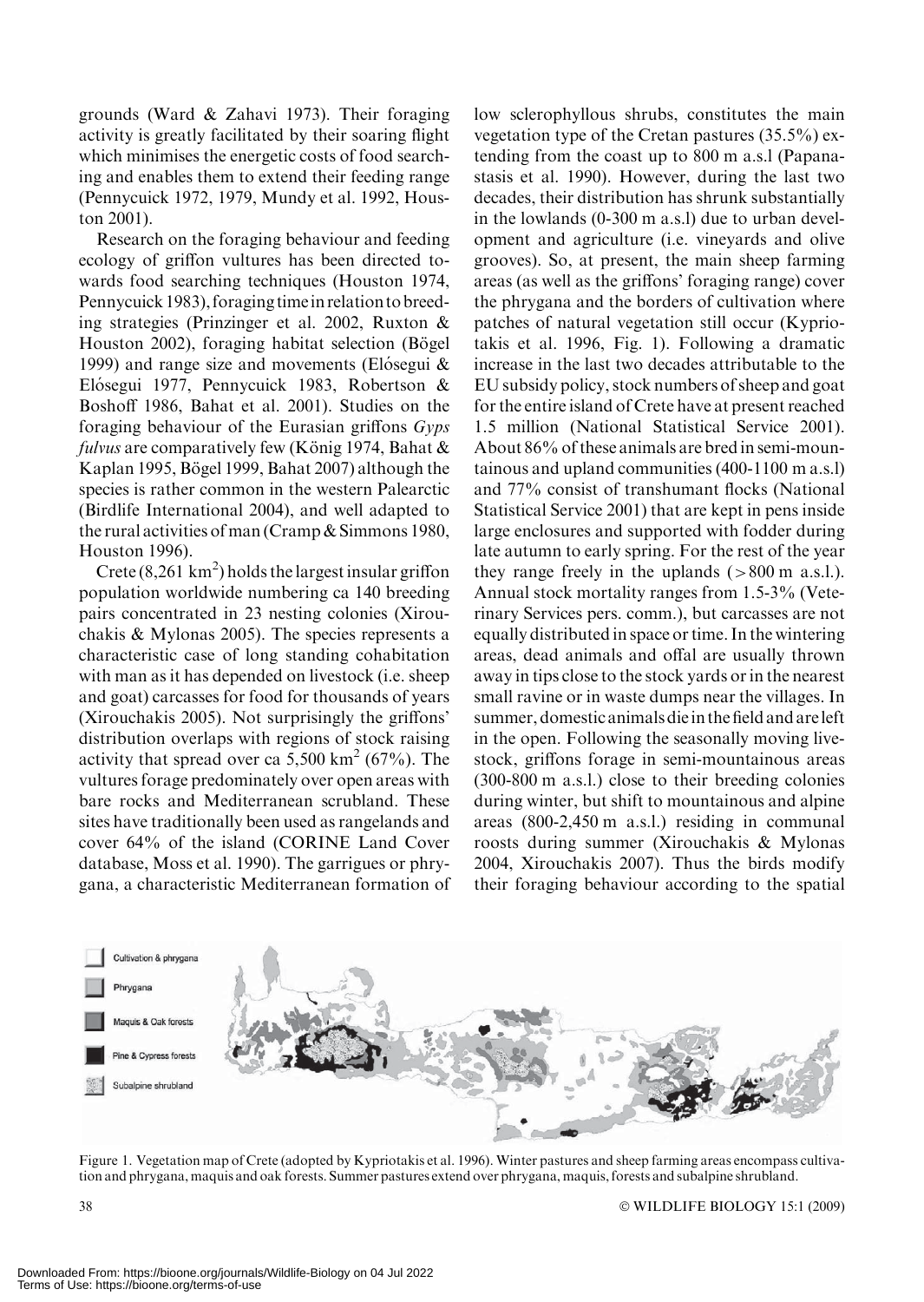grounds (Ward & Zahavi 1973). Their foraging activity is greatly facilitated by their soaring flight which minimises the energetic costs of food searching and enables them to extend their feeding range (Pennycuick 1972, 1979, Mundy et al. 1992, Houston 2001).

Research on the foraging behaviour and feeding ecology of griffon vultures has been directed towards food searching techniques (Houston 1974, Pennycuick 1983), foraging time in relation to breeding strategies (Prinzinger et al. 2002, Ruxton & Houston 2002), foraging habitat selection (Bögel 1999) and range size and movements (Elósegui & Elósegui 1977, Pennycuick 1983, Robertson & Boshoff 1986, Bahat et al. 2001). Studies on the foraging behaviour of the Eurasian griffons *Gyps fulvus* are comparatively few (König 1974, Bahat & Kaplan 1995, Bögel 1999, Bahat 2007) although the species is rather common in the western Palearctic (Birdlife International 2004), and well adapted to the rural activities of man (Cramp & Simmons 1980, Houston 1996).

Crete (8,261 km$^2$) holds the largest insular griffon population worldwide numbering ca 140 breeding pairs concentrated in 23 nesting colonies (Xirouchakis & Mylonas 2005). The species represents a characteristic case of long standing cohabitation with man as it has depended on livestock (i.e. sheep and goat) carcasses for food for thousands of years (Xirouchakis 2005). Not surprisingly the griffons' distribution overlaps with regions of stock raising activity that spread over ca 5,500 km$^2$ (67%). The vultures forage predominately over open areas with bare rocks and Mediterranean scrubland. These sites have traditionally been used as rangelands and cover 64% of the island (CORINE Land Cover database, Moss et al. 1990). The garrigues or phrygana, a characteristic Mediterranean formation of low sclerophyllous shrubs, constitutes the main vegetation type of the Cretan pastures (35.5%) extending from the coast up to 800 m a.s.l (Papanastasis et al. 1990). However, during the last two decades, their distribution has shrunk substantially in the lowlands (0-300 m a.s.l) due to urban development and agriculture (i.e. vineyards and olive grooves). So, at present, the main sheep farming areas (as well as the griffons' foraging range) cover the phrygana and the borders of cultivation where patches of natural vegetation still occur (Kypriotakis et al. 1996, Fig. 1). Following a dramatic increase in the last two decades attributable to the EU subsidy policy, stock numbers of sheep and goat for the entire island of Crete have at present reached 1.5 million (National Statistical Service 2001). About 86% of these animals are bred in semi-mountainous and upland communities (400-1100 m a.s.l) and 77% consist of transhumant flocks (National Statistical Service 2001) that are kept in pens inside large enclosures and supported with fodder during late autumn to early spring. For the rest of the year they range freely in the uplands (> 800 m a.s.l.). Annual stock mortality ranges from 1.5-3% (Veterinary Services pers. comm.), but carcasses are not equally distributed in space or time. In the wintering areas, dead animals and offal are usually thrown away in tips close to the stock yards or in the nearest small ravine or in waste dumps near the villages. In summer, domestic animals die in the field and are left in the open. Following the seasonally moving livestock, griffons forage in semi-mountainous areas (300-800 m a.s.l.) close to their breeding colonies during winter, but shift to mountainous and alpine areas (800-2,450 m a.s.l.) residing in communal roosts during summer (Xirouchakis & Mylonas 2004, Xirouchakis 2007). Thus the birds modify their foraging behaviour according to the spatial

Figure 1. Vegetation map of Crete (adopted by Kypriotakis et al. 1996). Winter pastures and sheep farming areas encompass cultivation and phrygana, maquis and oak forests. Summer pastures extend over phrygana, maquis, forests and subalpine shrubland.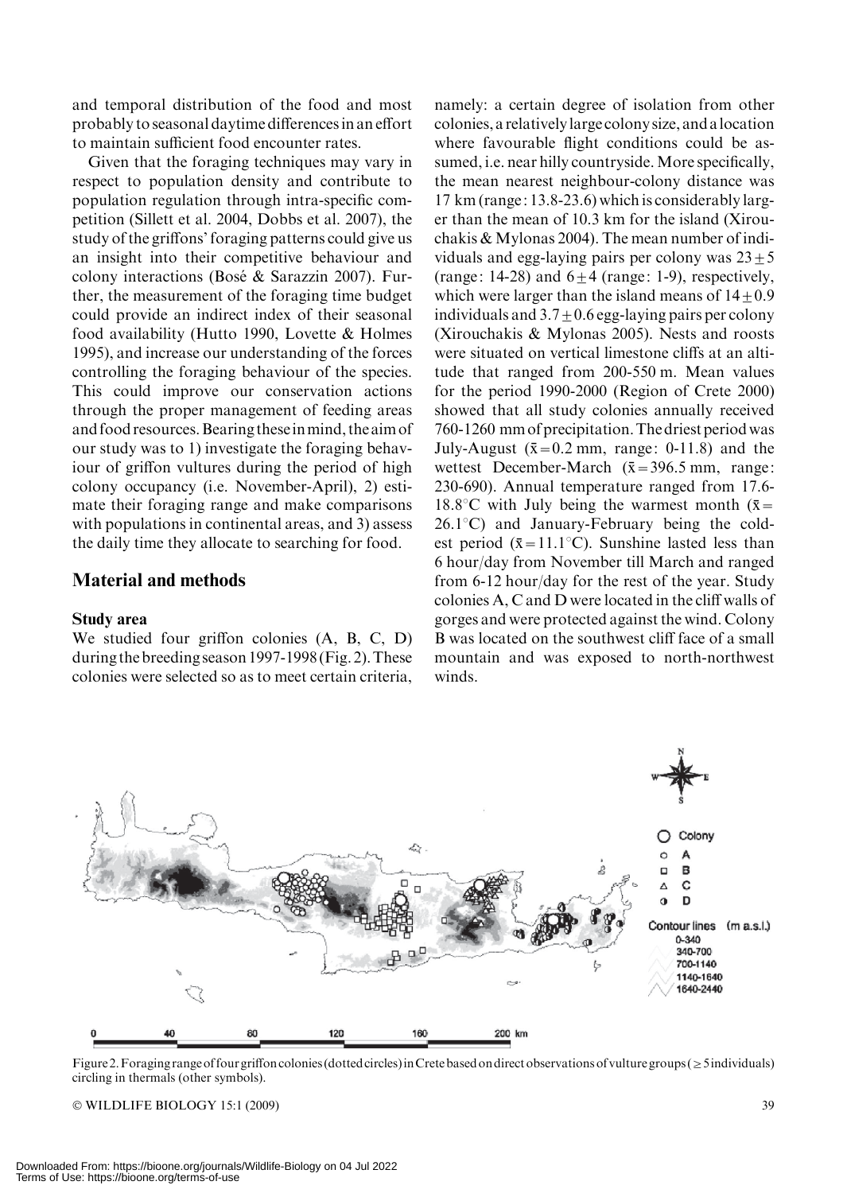and temporal distribution of the food and most probably to seasonal daytime differences in an effort to maintain sufficient food encounter rates.

Given that the foraging techniques may vary in respect to population density and contribute to population regulation through intra-specific competition (Sillett et al. 2004, Dobbs et al. 2007), the study of the griffons' foraging patterns could give us an insight into their competitive behaviour and colony interactions (Bosé & Sarazzin 2007). Further, the measurement of the foraging time budget could provide an indirect index of their seasonal food availability (Hutto 1990, Lovette & Holmes 1995), and increase our understanding of the forces controlling the foraging behaviour of the species. This could improve our conservation actions through the proper management of feeding areas and food resources. Bearing these in mind, the aim of our study was to 1) investigate the foraging behaviour of griffon vultures during the period of high colony occupancy (i.e. November-April), 2) estimate their foraging range and make comparisons with populations in continental areas, and 3) assess the daily time they allocate to searching for food.

## Material and methods

### Study area

We studied four griffon colonies (A, B, C, D) during the breeding season 1997-1998 (Fig. 2). These colonies were selected so as to meet certain criteria, namely: a certain degree of isolation from other colonies, a relatively large colony size, and a location where favourable flight conditions could be assumed, i.e. near hilly countryside. More specifically, the mean nearest neighbour-colony distance was 17 km (range: 13.8-23.6) which is considerably larger than the mean of 10.3 km for the island (Xirouchakis & Mylonas 2004). The mean number of individuals and egg-laying pairs per colony was $23 \pm 5$ (range: 14-28) and $6 \pm 4$ (range: 1-9), respectively, which were larger than the island means of $14 \pm 0.9$ individuals and $3.7 \pm 0.6$ egg-laying pairs per colony (Xirouchakis & Mylonas 2005). Nests and roosts were situated on vertical limestone cliffs at an altitude that ranged from 200-550 m. Mean values for the period 1990-2000 (Region of Crete 2000) showed that all study colonies annually received 760-1260 mm of precipitation. The driest period was July-August ($\bar{x} = 0.2$ mm, range: 0-11.8) and the wettest December-March ($\bar{x} = 396.5$ mm, range: 230-690). Annual temperature ranged from 17.6-18.8°C with July being the warmest month ($\bar{x} = 26.1$°C) and January-February being the coldest period ($\bar{x} = 11.1$°C). Sunshine lasted less than 6 hour/day from November till March and ranged from 6-12 hour/day for the rest of the year. Study colonies A, C and D were located in the cliff walls of gorges and were protected against the wind. Colony B was located on the southwest cliff face of a small mountain and was exposed to north-northwest winds.

Figure 2. Foraging range of four griffon colonies (dotted circles) in Crete based on direct observations of vulture groups ($\geq$ 5 individuals) circling in thermals (other symbols).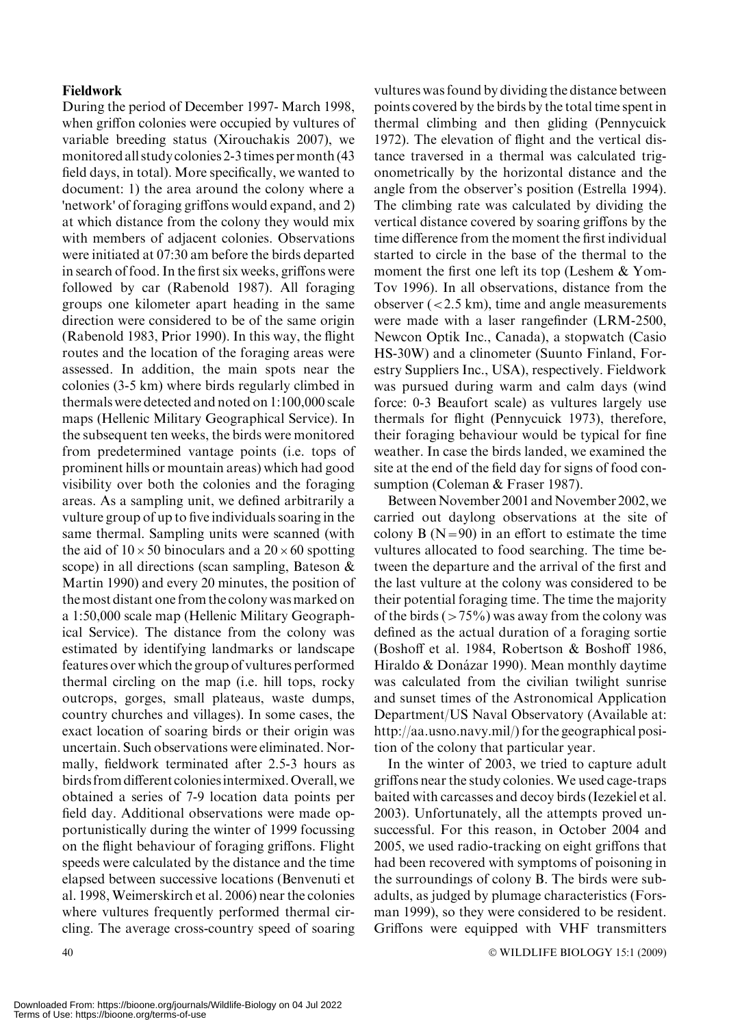### Fieldwork

During the period of December 1997- March 1998, when griffon colonies were occupied by vultures of variable breeding status (Xirouchakis 2007), we monitored all study colonies 2-3 times per month (43 field days, in total). More specifically, we wanted to document: 1) the area around the colony where a 'network' of foraging griffons would expand, and 2) at which distance from the colony they would mix with members of adjacent colonies. Observations were initiated at 07:30 am before the birds departed in search of food. In the first six weeks, griffons were followed by car (Rabenold 1987). All foraging groups one kilometer apart heading in the same direction were considered to be of the same origin (Rabenold 1983, Prior 1990). In this way, the flight routes and the location of the foraging areas were assessed. In addition, the main spots near the colonies (3-5 km) where birds regularly climbed in thermals were detected and noted on 1:100,000 scale maps (Hellenic Military Geographical Service). In the subsequent ten weeks, the birds were monitored from predetermined vantage points (i.e. tops of prominent hills or mountain areas) which had good visibility over both the colonies and the foraging areas. As a sampling unit, we defined arbitrarily a vulture group of up to five individuals soaring in the same thermal. Sampling units were scanned (with the aid of $10 \times 50$ binoculars and a $20 \times 60$ spotting scope) in all directions (scan sampling, Bateson & Martin 1990) and every 20 minutes, the position of the most distant one from the colony was marked on a 1:50,000 scale map (Hellenic Military Geographical Service). The distance from the colony was estimated by identifying landmarks or landscape features over which the group of vultures performed thermal circling on the map (i.e. hill tops, rocky outcrops, gorges, small plateaus, waste dumps, country churches and villages). In some cases, the exact location of soaring birds or their origin was uncertain. Such observations were eliminated. Normally, fieldwork terminated after 2.5-3 hours as birds from different colonies intermixed. Overall, we obtained a series of 7-9 location data points per field day. Additional observations were made opportunistically during the winter of 1999 focussing on the flight behaviour of foraging griffons. Flight speeds were calculated by the distance and the time elapsed between successive locations (Benvenuti et al. 1998, Weimerskirch et al. 2006) near the colonies where vultures frequently performed thermal circling. The average cross-country speed of soaring vultures was found by dividing the distance between points covered by the birds by the total time spent in thermal climbing and then gliding (Pennycuick 1972). The elevation of flight and the vertical distance traversed in a thermal was calculated trigonometrically by the horizontal distance and the angle from the observer's position (Estrella 1994). The climbing rate was calculated by dividing the vertical distance covered by soaring griffons by the time difference from the moment the first individual started to circle in the base of the thermal to the moment the first one left its top (Leshem & Yom-Tov 1996). In all observations, distance from the observer ($<2.5$ km), time and angle measurements were made with a laser rangefinder (LRM-2500, Newcon Optik Inc., Canada), a stopwatch (Casio HS-30W) and a clinometer (Suunto Finland, Forestry Suppliers Inc., USA), respectively. Fieldwork was pursued during warm and calm days (wind force: 0-3 Beaufort scale) as vultures largely use thermals for flight (Pennycuick 1973), therefore, their foraging behaviour would be typical for fine weather. In case the birds landed, we examined the site at the end of the field day for signs of food consumption (Coleman & Fraser 1987).

Between November 2001 and November 2002, we carried out daylong observations at the site of colony B ($N=90$) in an effort to estimate the time vultures allocated to food searching. The time between the departure and the arrival of the first and the last vulture at the colony was considered to be their potential foraging time. The time the majority of the birds ($>75\%$) was away from the colony was defined as the actual duration of a foraging sortie (Boshoff et al. 1984, Robertson & Boshoff 1986, Hiraldo & Donázar 1990). Mean monthly daytime was calculated from the civilian twilight sunrise and sunset times of the Astronomical Application Department/US Naval Observatory (Available at: http://aa.usno.navy.mil/) for the geographical position of the colony that particular year.

In the winter of 2003, we tried to capture adult griffons near the study colonies. We used cage-traps baited with carcasses and decoy birds (Iezekiel et al. 2003). Unfortunately, all the attempts proved unsuccessful. For this reason, in October 2004 and 2005, we used radio-tracking on eight griffons that had been recovered with symptoms of poisoning in the surroundings of colony B. The birds were subadults, as judged by plumage characteristics (Forsman 1999), so they were considered to be resident. Griffons were equipped with VHF transmitters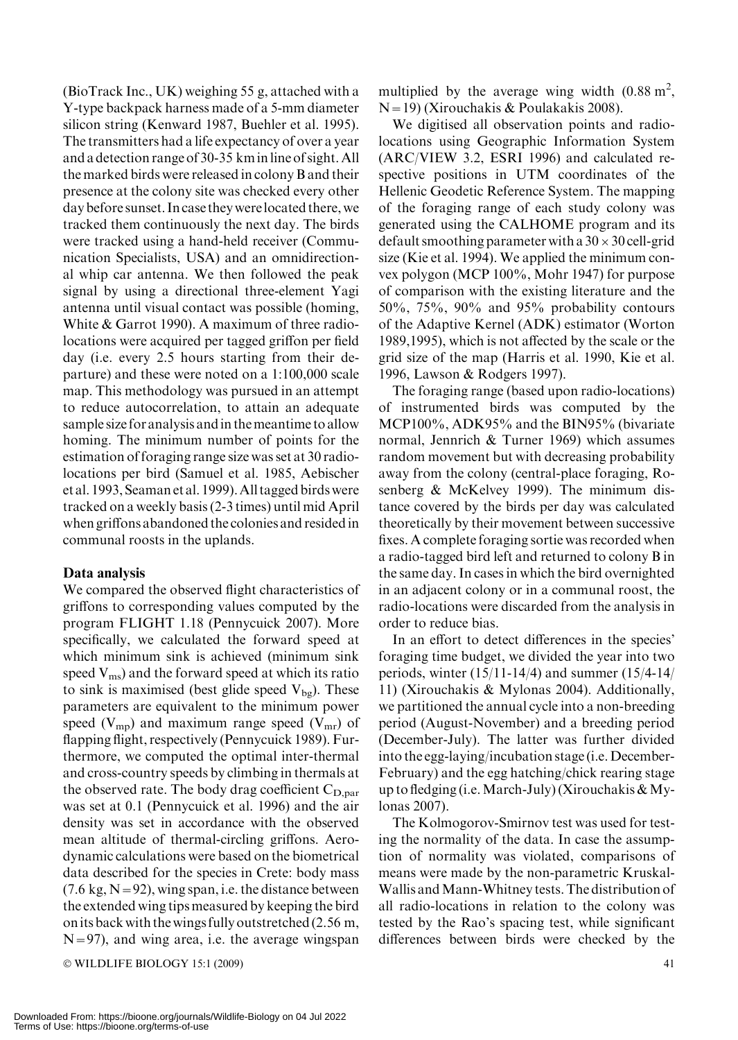(BioTrack Inc., UK) weighing 55 g, attached with a Y-type backpack harness made of a 5-mm diameter silicon string (Kenward 1987, Buehler et al. 1995). The transmitters had a life expectancy of over a year and a detection range of 30-35 km in line of sight. All the marked birds were released in colony B and their presence at the colony site was checked every other day before sunset. In case they were located there, we tracked them continuously the next day. The birds were tracked using a hand-held receiver (Communication Specialists, USA) and an omnidirectional whip car antenna. We then followed the peak signal by using a directional three-element Yagi antenna until visual contact was possible (homing, White & Garrot 1990). A maximum of three radio-locations were acquired per tagged griffon per field day (i.e. every 2.5 hours starting from their departure) and these were noted on a 1:100,000 scale map. This methodology was pursued in an attempt to reduce autocorrelation, to attain an adequate sample size for analysis and in the meantime to allow homing. The minimum number of points for the estimation of foraging range size was set at 30 radio-locations per bird (Samuel et al. 1985, Aebischer et al. 1993, Seaman et al. 1999). All tagged birds were tracked on a weekly basis (2-3 times) until mid April when griffons abandoned the colonies and resided in communal roosts in the uplands.

## Data analysis

We compared the observed flight characteristics of griffons to corresponding values computed by the program FLIGHT 1.18 (Pennycuick 2007). More specifically, we calculated the forward speed at which minimum sink is achieved (minimum sink speed $V_{ms}$) and the forward speed at which its ratio to sink is maximised (best glide speed $V_{bg}$). These parameters are equivalent to the minimum power speed ($V_{mp}$) and maximum range speed ($V_{mr}$) of flapping flight, respectively (Pennycuick 1989). Furthermore, we computed the optimal inter-thermal and cross-country speeds by climbing in thermals at the observed rate. The body drag coefficient $C_{D,par}$ was set at 0.1 (Pennycuick et al. 1996) and the air density was set in accordance with the observed mean altitude of thermal-circling griffons. Aerodynamic calculations were based on the biometrical data described for the species in Crete: body mass (7.6 kg, N = 92), wing span, i.e. the distance between the extended wing tips measured by keeping the bird on its back with the wings fully outstretched (2.56 m, N = 97), and wing area, i.e. the average wingspan multiplied by the average wing width (0.88 $m^2$, N = 19) (Xirouchakis & Poulakakis 2008).

We digitised all observation points and radio-locations using Geographic Information System (ARC/VIEW 3.2, ESRI 1996) and calculated respective positions in UTM coordinates of the Hellenic Geodetic Reference System. The mapping of the foraging range of each study colony was generated using the CALHOME program and its default smoothing parameter with a 30 × 30 cell-grid size (Kie et al. 1994). We applied the minimum convex polygon (MCP 100%, Mohr 1947) for purpose of comparison with the existing literature and the 50%, 75%, 90% and 95% probability contours of the Adaptive Kernel (ADK) estimator (Worton 1989,1995), which is not affected by the scale or the grid size of the map (Harris et al. 1990, Kie et al. 1996, Lawson & Rodgers 1997).

The foraging range (based upon radio-locations) of instrumented birds was computed by the MCP100%, ADK95% and the BIN95% (bivariate normal, Jennrich & Turner 1969) which assumes random movement but with decreasing probability away from the colony (central-place foraging, Rosenberg & McKelvey 1999). The minimum distance covered by the birds per day was calculated theoretically by their movement between successive fixes. A complete foraging sortie was recorded when a radio-tagged bird left and returned to colony B in the same day. In cases in which the bird overnighted in an adjacent colony or in a communal roost, the radio-locations were discarded from the analysis in order to reduce bias.

In an effort to detect differences in the species' foraging time budget, we divided the year into two periods, winter (15/11-14/4) and summer (15/4-14/11) (Xirouchakis & Mylonas 2004). Additionally, we partitioned the annual cycle into a non-breeding period (August-November) and a breeding period (December-July). The latter was further divided into the egg-laying/incubation stage (i.e. December-February) and the egg hatching/chick rearing stage up to fledging (i.e. March-July) (Xirouchakis & Mylonas 2007).

The Kolmogorov-Smirnov test was used for testing the normality of the data. In case the assumption of normality was violated, comparisons of means were made by the non-parametric Kruskal-Wallis and Mann-Whitney tests. The distribution of all radio-locations in relation to the colony was tested by the Rao's spacing test, while significant differences between birds were checked by the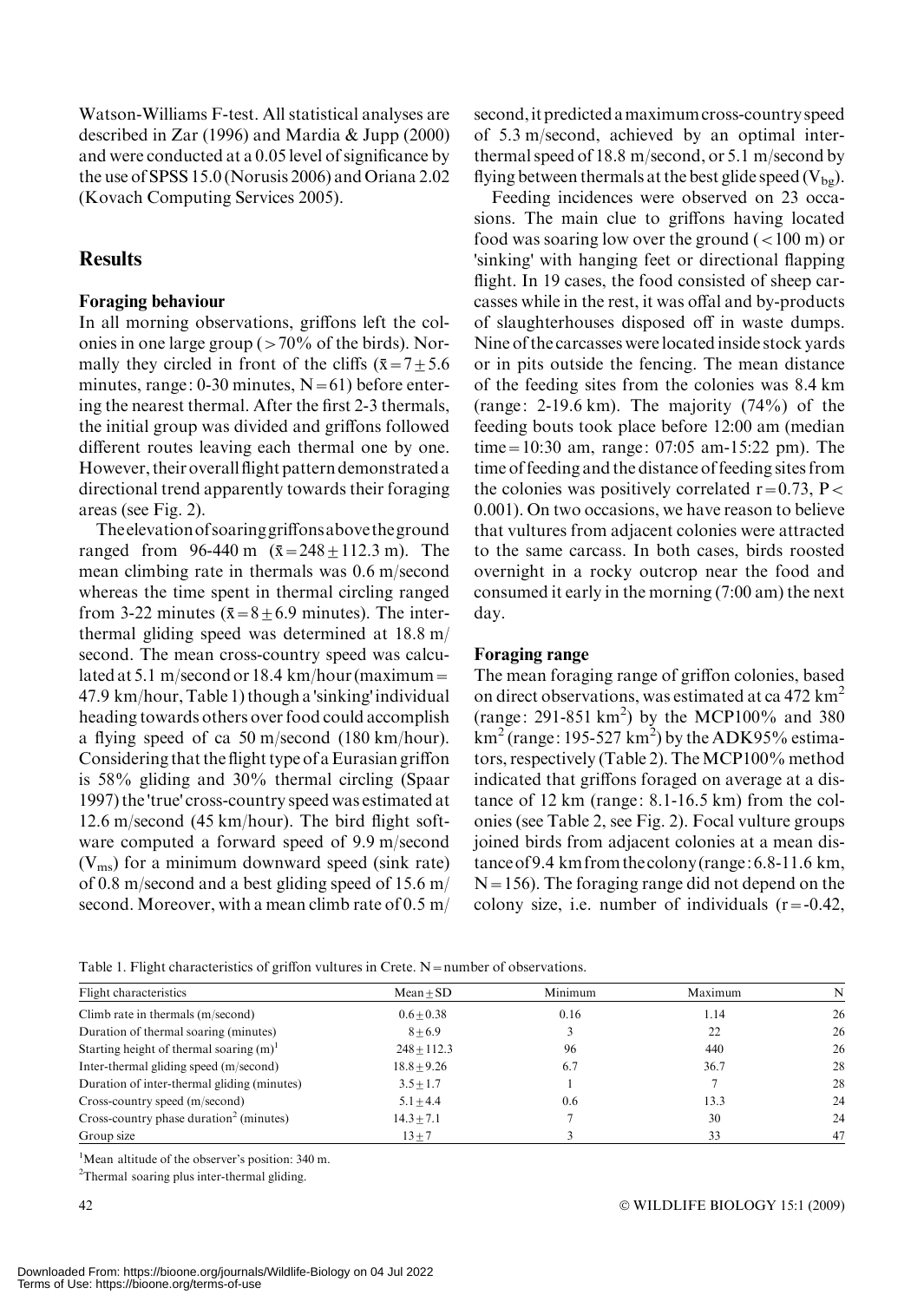Watson-Williams F-test. All statistical analyses are described in Zar (1996) and Mardia & Jupp (2000) and were conducted at a 0.05 level of significance by the use of SPSS 15.0 (Norusis 2006) and Oriana 2.02 (Kovach Computing Services 2005).

## Results

### Foraging behaviour

In all morning observations, griffons left the colonies in one large group (> 70% of the birds). Normally they circled in front of the cliffs ($\bar{x} = 7 \pm 5.6$ minutes, range: 0-30 minutes, N = 61) before entering the nearest thermal. After the first 2-3 thermals, the initial group was divided and griffons followed different routes leaving each thermal one by one. However, their overall flight pattern demonstrated a directional trend apparently towards their foraging areas (see Fig. 2).

The elevation of soaring griffons above the ground ranged from 96-440 m ($\bar{x} = 248 \pm 112.3$ m). The mean climbing rate in thermals was 0.6 m/second whereas the time spent in thermal circling ranged from 3-22 minutes ($\bar{x} = 8 \pm 6.9$ minutes). The inter-thermal gliding speed was determined at 18.8 m/second. The mean cross-country speed was calculated at 5.1 m/second or 18.4 km/hour (maximum = 47.9 km/hour, Table 1) though a 'sinking' individual heading towards others over food could accomplish a flying speed of ca 50 m/second (180 km/hour). Considering that the flight type of a Eurasian griffon is 58% gliding and 30% thermal circling (Spaar 1997) the 'true' cross-country speed was estimated at 12.6 m/second (45 km/hour). The bird flight software computed a forward speed of 9.9 m/second ($V_{ms}$) for a minimum downward speed (sink rate) of 0.8 m/second and a best gliding speed of 15.6 m/second. Moreover, with a mean climb rate of 0.5 m/second, it predicted a maximum cross-country speed of 5.3 m/second, achieved by an optimal inter-thermal speed of 18.8 m/second, or 5.1 m/second by flying between thermals at the best glide speed ($V_{bg}$).

Feeding incidences were observed on 23 occasions. The main clue to griffons having located food was soaring low over the ground (< 100 m) or 'sinking' with hanging feet or directional flapping flight. In 19 cases, the food consisted of sheep carcasses while in the rest, it was offal and by-products of slaughterhouses disposed off in waste dumps. Nine of the carcasses were located inside stock yards or in pits outside the fencing. The mean distance of the feeding sites from the colonies was 8.4 km (range: 2-19.6 km). The majority (74%) of the feeding bouts took place before 12:00 am (median time = 10:30 am, range: 07:05 am-15:22 pm). The time of feeding and the distance of feeding sites from the colonies was positively correlated $r = 0.73$, $P < 0.001$). On two occasions, we have reason to believe that vultures from adjacent colonies were attracted to the same carcass. In both cases, birds roosted overnight in a rocky outcrop near the food and consumed it early in the morning (7:00 am) the next day.

### Foraging range

The mean foraging range of griffon colonies, based on direct observations, was estimated at ca 472 $km^2$ (range: 291-851 $km^2$) by the MCP100% and 380 $km^2$ (range: 195-527 $km^2$) by the ADK95% estimators, respectively (Table 2). The MCP100% method indicated that griffons foraged on average at a distance of 12 km (range: 8.1-16.5 km) from the colonies (see Table 2, see Fig. 2). Focal vulture groups joined birds from adjacent colonies at a mean distance of 9.4 km from the colony (range: 6.8-11.6 km, N = 156). The foraging range did not depend on the colony size, i.e. number of individuals ($r = -0.42$,

Table 1. Flight characteristics of griffon vultures in Crete. N = number of observations.

| Flight characteristics | Mean ± SD | Minimum | Maximum | N |
|---|---|---|---|---|
| Climb rate in thermals (m/second) | 0.6 ± 0.38 | 0.16 | 1.14 | 26 |
| Duration of thermal soaring (minutes) | 8 ± 6.9 | 3 | 22 | 26 |
| Starting height of thermal soaring (m)[1] | 248 ± 112.3 | 96 | 440 | 26 |
| Inter-thermal gliding speed (m/second) | 18.8 ± 9.26 | 6.7 | 36.7 | 28 |
| Duration of inter-thermal gliding (minutes) | 3.5 ± 1.7 | 1 | 7 | 28 |
| Cross-country speed (m/second) | 5.1 ± 4.4 | 0.6 | 13.3 | 24 |
| Cross-country phase duration[2] (minutes) | 14.3 ± 7.1 | 7 | 30 | 24 |
| Group size | 13 ± 7 | 3 | 33 | 47 |

[1]Mean altitude of the observer's position: 340 m.

[2]Thermal soaring plus inter-thermal gliding.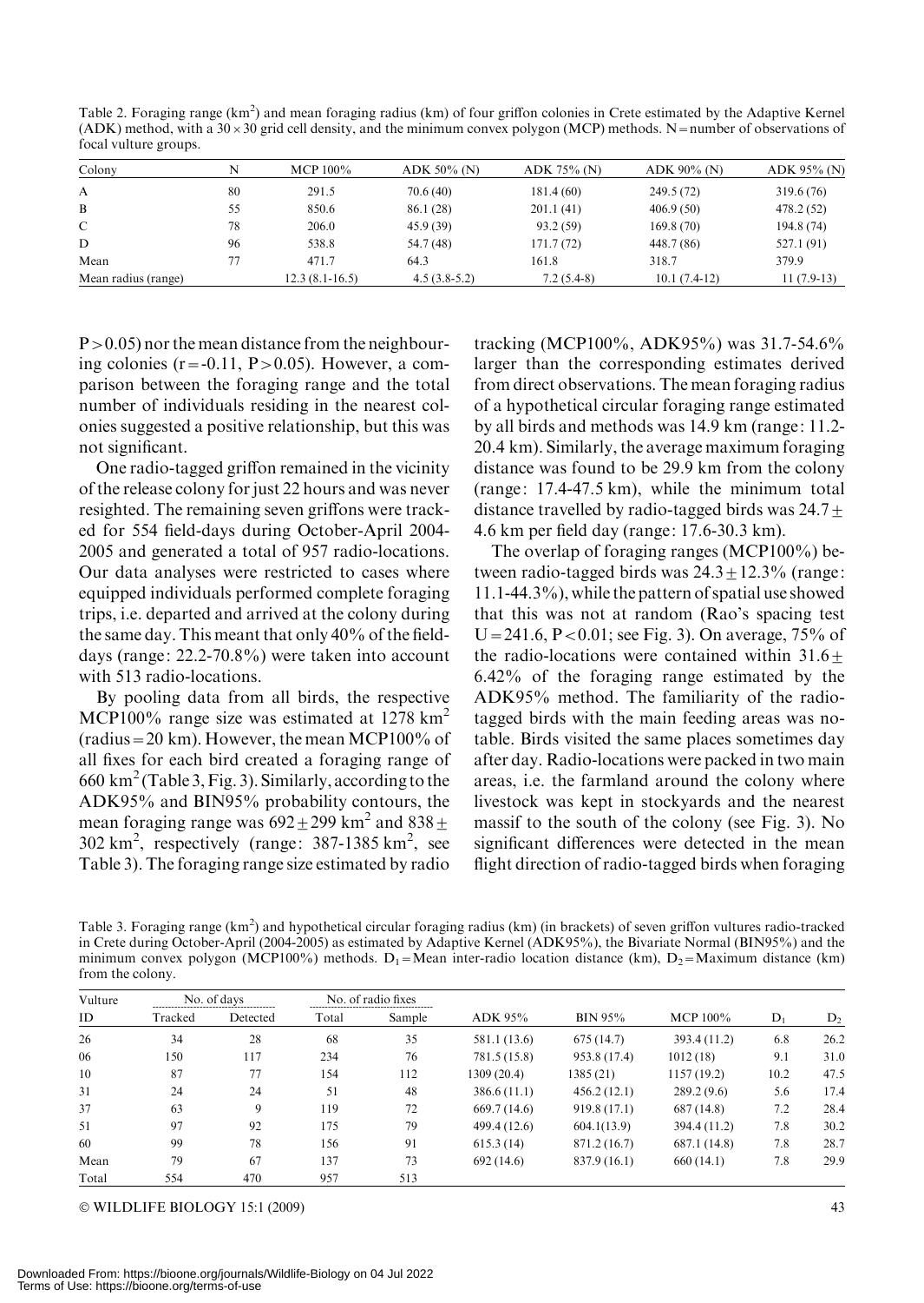Table 2. Foraging range ($km^2$) and mean foraging radius (km) of four griffon colonies in Crete estimated by the Adaptive Kernel (ADK) method, with a 30 × 30 grid cell density, and the minimum convex polygon (MCP) methods. N = number of observations of focal vulture groups.

| Colony | N | MCP 100% | ADK 50% (N) | ADK 75% (N) | ADK 90% (N) | ADK 95% (N) |
|---|---|---|---|---|---|---|
| A | 80 | 291.5 | 70.6 (40) | 181.4 (60) | 249.5 (72) | 319.6 (76) |
| B | 55 | 850.6 | 86.1 (28) | 201.1 (41) | 406.9 (50) | 478.2 (52) |
| C | 78 | 206.0 | 45.9 (39) | 93.2 (59) | 169.8 (70) | 194.8 (74) |
| D | 96 | 538.8 | 54.7 (48) | 171.7 (72) | 448.7 (86) | 527.1 (91) |
| Mean | 77 | 471.7 | 64.3 | 161.8 | 318.7 | 379.9 |
| Mean radius (range) | | 12.3 (8.1-16.5) | 4.5 (3.8-5.2) | 7.2 (5.4-8) | 10.1 (7.4-12) | 11 (7.9-13) |

$P > 0.05$) nor the mean distance from the neighbouring colonies ($r = -0.11$, $P > 0.05$). However, a comparison between the foraging range and the total number of individuals residing in the nearest colonies suggested a positive relationship, but this was not significant.

One radio-tagged griffon remained in the vicinity of the release colony for just 22 hours and was never resighted. The remaining seven griffons were tracked for 554 field-days during October-April 2004-2005 and generated a total of 957 radio-locations. Our data analyses were restricted to cases where equipped individuals performed complete foraging trips, i.e. departed and arrived at the colony during the same day. This meant that only 40% of the field-days (range: 22.2-70.8%) were taken into account with 513 radio-locations.

By pooling data from all birds, the respective MCP100% range size was estimated at 1278 $km^2$ (radius = 20 km). However, the mean MCP100% of all fixes for each bird created a foraging range of 660 $km^2$ (Table 3, Fig. 3). Similarly, according to the ADK95% and BIN95% probability contours, the mean foraging range was $692 \pm 299$ $km^2$ and $838 \pm 302$ $km^2$, respectively (range: 387-1385 $km^2$, see Table 3). The foraging range size estimated by radio tracking (MCP100%, ADK95%) was 31.7-54.6% larger than the corresponding estimates derived from direct observations. The mean foraging radius of a hypothetical circular foraging range estimated by all birds and methods was 14.9 km (range: 11.2-20.4 km). Similarly, the average maximum foraging distance was found to be 29.9 km from the colony (range: 17.4-47.5 km), while the minimum total distance travelled by radio-tagged birds was $24.7 \pm 4.6$ km per field day (range: 17.6-30.3 km).

The overlap of foraging ranges (MCP100%) between radio-tagged birds was $24.3 \pm 12.3\%$ (range: 11.1-44.3%), while the pattern of spatial use showed that this was not at random (Rao's spacing test $U = 241.6$, $P < 0.01$; see Fig. 3). On average, 75% of the radio-locations were contained within $31.6 \pm 6.42\%$ of the foraging range estimated by the ADK95% method. The familiarity of the radio-tagged birds with the main feeding areas was notable. Birds visited the same places sometimes day after day. Radio-locations were packed in two main areas, i.e. the farmland around the colony where livestock was kept in stockyards and the nearest massif to the south of the colony (see Fig. 3). No significant differences were detected in the mean flight direction of radio-tagged birds when foraging

Table 3. Foraging range ($km^2$) and hypothetical circular foraging radius (km) (in brackets) of seven griffon vultures radio-tracked in Crete during October-April (2004-2005) as estimated by Adaptive Kernel (ADK95%), the Bivariate Normal (BIN95%) and the minimum convex polygon (MCP100%) methods. $D_1$ = Mean inter-radio location distance (km), $D_2$ = Maximum distance (km) from the colony.

| Vulture | No. of days | | No. of radio fixes | | | | | | |
|---|---|---|---|---|---|---|---|---|---|
| ID | Tracked | Detected | Total | Sample | ADK 95% | BIN 95% | MCP 100% | $D_1$ | $D_2$ |
| 26 | 34 | 28 | 68 | 35 | 581.1 (13.6) | 675 (14.7) | 393.4 (11.2) | 6.8 | 26.2 |
| 06 | 150 | 117 | 234 | 76 | 781.5 (15.8) | 953.8 (17.4) | 1012 (18) | 9.1 | 31.0 |
| 10 | 87 | 77 | 154 | 112 | 1309 (20.4) | 1385 (21) | 1157 (19.2) | 10.2 | 47.5 |
| 31 | 24 | 24 | 51 | 48 | 386.6 (11.1) | 456.2 (12.1) | 289.2 (9.6) | 5.6 | 17.4 |
| 37 | 63 | 9 | 119 | 72 | 669.7 (14.6) | 919.8 (17.1) | 687 (14.8) | 7.2 | 28.4 |
| 51 | 97 | 92 | 175 | 79 | 499.4 (12.6) | 604.1(13.9) | 394.4 (11.2) | 7.8 | 30.2 |
| 60 | 99 | 78 | 156 | 91 | 615.3 (14) | 871.2 (16.7) | 687.1 (14.8) | 7.8 | 28.7 |
| Mean | 79 | 67 | 137 | 73 | 692 (14.6) | 837.9 (16.1) | 660 (14.1) | 7.8 | 29.9 |
| Total | 554 | 470 | 957 | 513 | | | | | |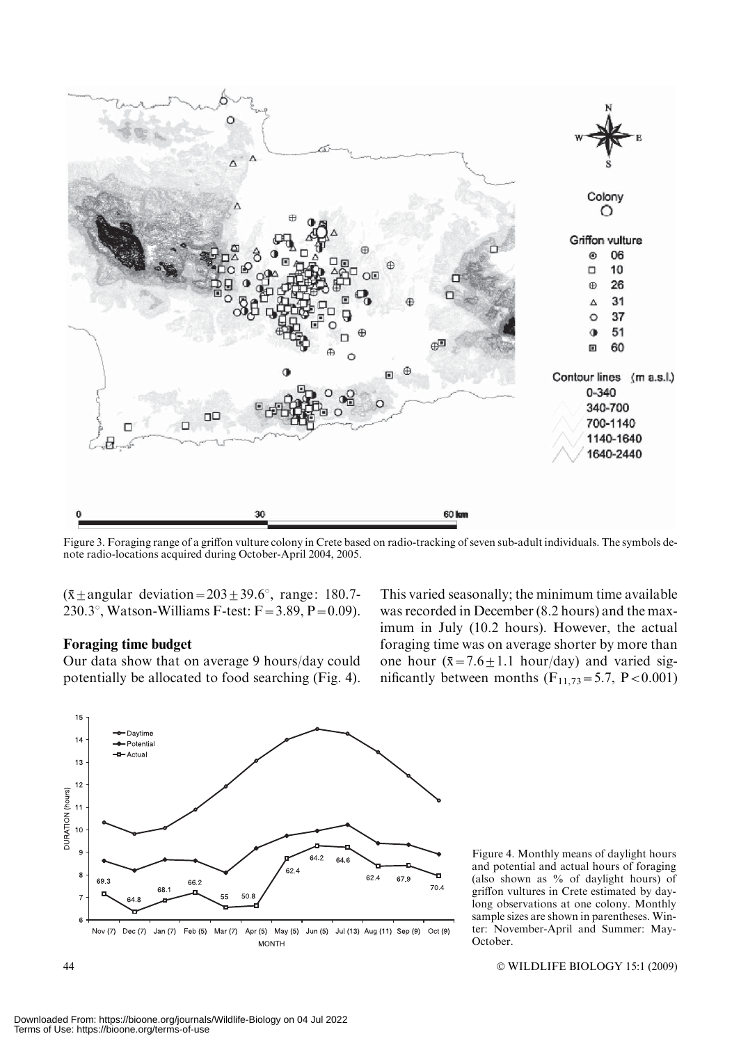Figure 3. Foraging range of a griffon vulture colony in Crete based on radio-tracking of seven sub-adult individuals. The symbols denote radio-locations acquired during October-April 2004, 2005.

($\bar{x} \pm$ angular deviation = 203 ± 39.6°, range: 180.7-230.3°, Watson-Williams F-test: F = 3.89, P = 0.09).

### Foraging time budget

Our data show that on average 9 hours/day could potentially be allocated to food searching (Fig. 4). This varied seasonally; the minimum time available was recorded in December (8.2 hours) and the maximum in July (10.2 hours). However, the actual foraging time was on average shorter by more than one hour ($\bar{x} = 7.6 \pm 1.1$ hour/day) and varied significantly between months ($F_{11,73} = 5.7$, $P < 0.001$)

Figure 4. Monthly means of daylight hours and potential and actual hours of foraging (also shown as % of daylight hours) of griffon vultures in Crete estimated by day-long observations at one colony. Monthly sample sizes are shown in parentheses. Winter: November-April and Summer: May-October.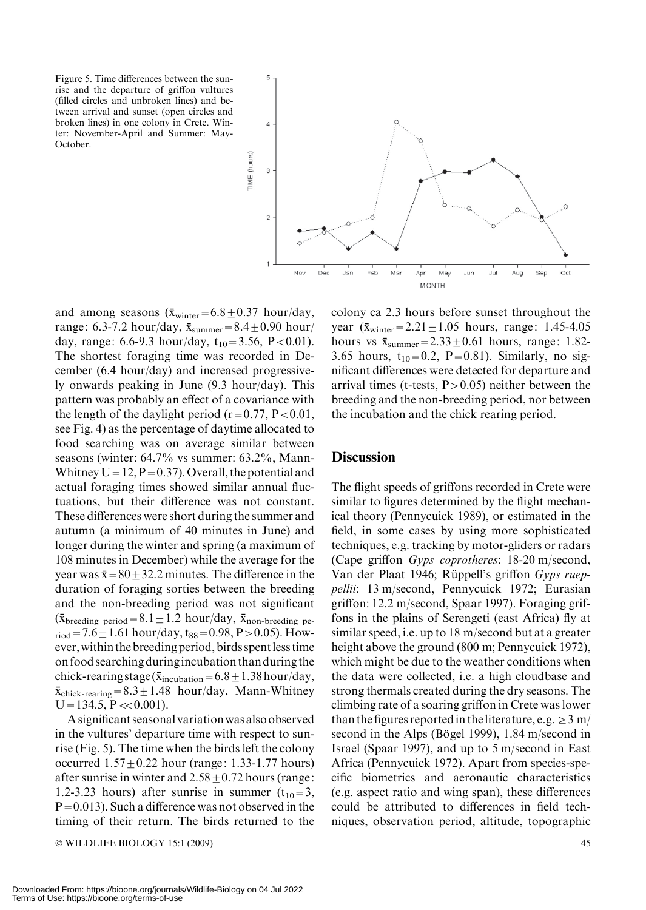Figure 5. Time differences between the sunrise and the departure of griffon vultures (filled circles and unbroken lines) and between arrival and sunset (open circles and broken lines) in one colony in Crete. Winter: November-April and Summer: May-October.

and among seasons ($\bar{x}_{winter} = 6.8 \pm 0.37$ hour/day, range: 6.3-7.2 hour/day, $\bar{x}_{summer} = 8.4 \pm 0.90$ hour/day, range: 6.6-9.3 hour/day, $t_{10} = 3.56$, $P < 0.01$). The shortest foraging time was recorded in December (6.4 hour/day) and increased progressively onwards peaking in June (9.3 hour/day). This pattern was probably an effect of a covariance with the length of the daylight period ($r = 0.77$, $P < 0.01$, see Fig. 4) as the percentage of daytime allocated to food searching was on average similar between seasons (winter: 64.7% vs summer: 63.2%, Mann-Whitney $U = 12$, $P = 0.37$). Overall, the potential and actual foraging times showed similar annual fluctuations, but their difference was not constant. These differences were short during the summer and autumn (a minimum of 40 minutes in June) and longer during the winter and spring (a maximum of 108 minutes in December) while the average for the year was $\bar{x} = 80 \pm 32.2$ minutes. The difference in the duration of foraging sorties between the breeding and the non-breeding period was not significant ($\bar{x}_{breeding\ period} = 8.1 \pm 1.2$ hour/day, $\bar{x}_{non\text{-}breeding\ period} = 7.6 \pm 1.61$ hour/day, $t_{88} = 0.98$, $P > 0.05$). However, within the breeding period, birds spent less time on food searching during incubation than during the chick-rearing stage ($\bar{x}_{incubation} = 6.8 \pm 1.38$ hour/day, $\bar{x}_{chick\text{-}rearing} = 8.3 \pm 1.48$ hour/day, Mann-Whitney $U = 134.5$, $P \ll 0.001$).

A significant seasonal variation was also observed in the vultures' departure time with respect to sunrise (Fig. 5). The time when the birds left the colony occurred $1.57 \pm 0.22$ hour (range: 1.33-1.77 hours) after sunrise in winter and $2.58 \pm 0.72$ hours (range: 1.2-3.23 hours) after sunrise in summer ($t_{10} = 3$, $P = 0.013$). Such a difference was not observed in the timing of their return. The birds returned to the colony ca 2.3 hours before sunset throughout the year ($\bar{x}_{winter} = 2.21 \pm 1.05$ hours, range: 1.45-4.05 hours vs $\bar{x}_{summer} = 2.33 \pm 0.61$ hours, range: 1.82-3.65 hours, $t_{10} = 0.2$, $P = 0.81$). Similarly, no significant differences were detected for departure and arrival times (t-tests, $P > 0.05$) neither between the breeding and the non-breeding period, nor between the incubation and the chick rearing period.

## Discussion

The flight speeds of griffons recorded in Crete were similar to figures determined by the flight mechanical theory (Pennycuick 1989), or estimated in the field, in some cases by using more sophisticated techniques, e.g. tracking by motor-gliders or radars (Cape griffon *Gyps coprotheres*: 18-20 m/second, Van der Plaat 1946; Rüppell's griffon *Gyps rueppellii*: 13 m/second, Pennycuick 1972; Eurasian griffon: 12.2 m/second, Spaar 1997). Foraging griffons in the plains of Serengeti (east Africa) fly at similar speed, i.e. up to 18 m/second but at a greater height above the ground (800 m; Pennycuick 1972), which might be due to the weather conditions when the data were collected, i.e. a high cloudbase and strong thermals created during the dry seasons. The climbing rate of a soaring griffon in Crete was lower than the figures reported in the literature, e.g. $\geq 3$ m/second in the Alps (Bögel 1999), 1.84 m/second in Israel (Spaar 1997), and up to 5 m/second in East Africa (Pennycuick 1972). Apart from species-specific biometrics and aeronautic characteristics (e.g. aspect ratio and wing span), these differences could be attributed to differences in field techniques, observation period, altitude, topographic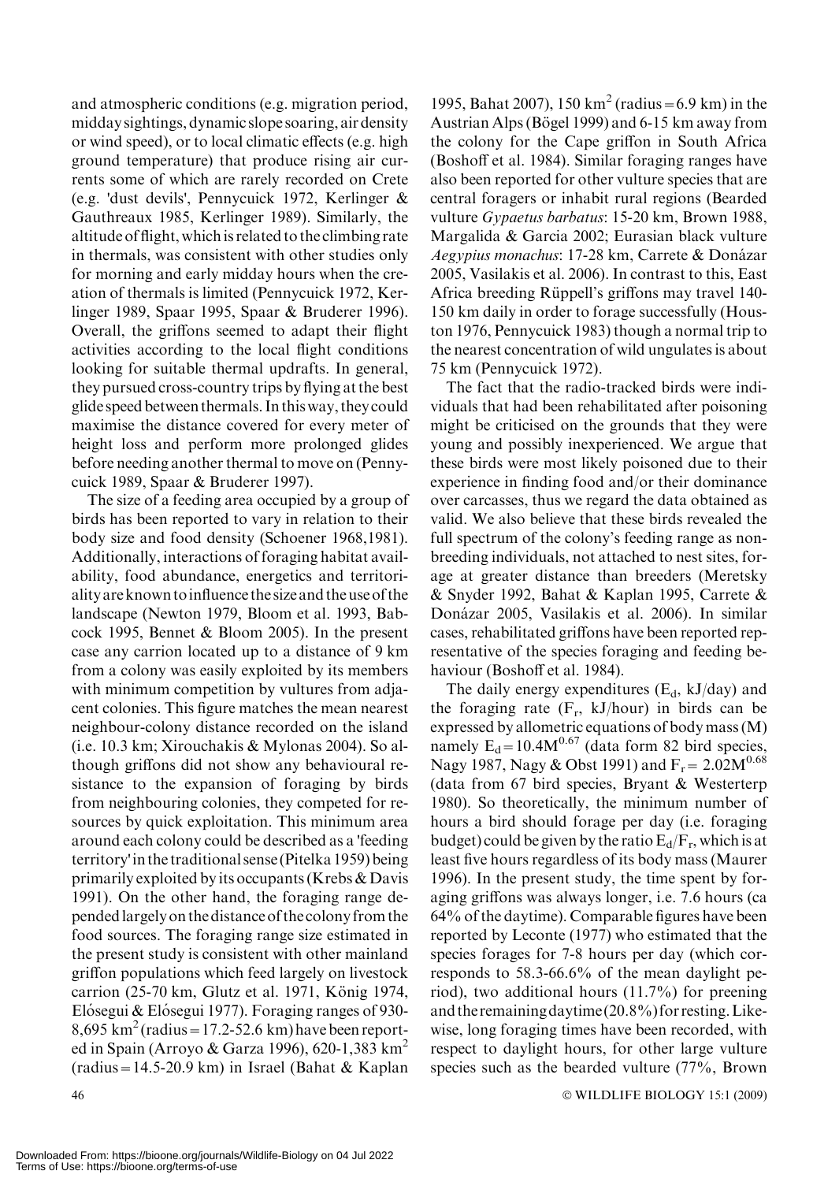and atmospheric conditions (e.g. migration period, midday sightings, dynamic slope soaring, air density or wind speed), or to local climatic effects (e.g. high ground temperature) that produce rising air currents some of which are rarely recorded on Crete (e.g. 'dust devils', Pennycuick 1972, Kerlinger & Gauthreaux 1985, Kerlinger 1989). Similarly, the altitude of flight, which is related to the climbing rate in thermals, was consistent with other studies only for morning and early midday hours when the creation of thermals is limited (Pennycuick 1972, Kerlinger 1989, Spaar 1995, Spaar & Bruderer 1996). Overall, the griffons seemed to adapt their flight activities according to the local flight conditions looking for suitable thermal updrafts. In general, they pursued cross-country trips by flying at the best glide speed between thermals. In this way, they could maximise the distance covered for every meter of height loss and perform more prolonged glides before needing another thermal to move on (Pennycuick 1989, Spaar & Bruderer 1997).

The size of a feeding area occupied by a group of birds has been reported to vary in relation to their body size and food density (Schoener 1968,1981). Additionally, interactions of foraging habitat availability, food abundance, energetics and territoriality are known to influence the size and the use of the landscape (Newton 1979, Bloom et al. 1993, Babcock 1995, Bennet & Bloom 2005). In the present case any carrion located up to a distance of 9 km from a colony was easily exploited by its members with minimum competition by vultures from adjacent colonies. This figure matches the mean nearest neighbour-colony distance recorded on the island (i.e. 10.3 km; Xirouchakis & Mylonas 2004). So although griffons did not show any behavioural resistance to the expansion of foraging by birds from neighbouring colonies, they competed for resources by quick exploitation. This minimum area around each colony could be described as a 'feeding territory' in the traditional sense (Pitelka 1959) being primarily exploited by its occupants (Krebs & Davis 1991). On the other hand, the foraging range depended largely on the distance of the colony from the food sources. The foraging range size estimated in the present study is consistent with other mainland griffon populations which feed largely on livestock carrion (25-70 km, Glutz et al. 1971, König 1974, Elósegui & Elósegui 1977). Foraging ranges of 930-8,695 km$^2$ (radius = 17.2-52.6 km) have been reported in Spain (Arroyo & Garza 1996), 620-1,383 km$^2$ (radius = 14.5-20.9 km) in Israel (Bahat & Kaplan 1995, Bahat 2007), 150 km$^2$ (radius = 6.9 km) in the Austrian Alps (Bögel 1999) and 6-15 km away from the colony for the Cape griffon in South Africa (Boshoff et al. 1984). Similar foraging ranges have also been reported for other vulture species that are central foragers or inhabit rural regions (Bearded vulture *Gypaetus barbatus*: 15-20 km, Brown 1988, Margalida & Garcia 2002; Eurasian black vulture *Aegypius monachus*: 17-28 km, Carrete & Donázar 2005, Vasilakis et al. 2006). In contrast to this, East Africa breeding Rüppell's griffons may travel 140-150 km daily in order to forage successfully (Houston 1976, Pennycuick 1983) though a normal trip to the nearest concentration of wild ungulates is about 75 km (Pennycuick 1972).

The fact that the radio-tracked birds were individuals that had been rehabilitated after poisoning might be criticised on the grounds that they were young and possibly inexperienced. We argue that these birds were most likely poisoned due to their experience in finding food and/or their dominance over carcasses, thus we regard the data obtained as valid. We also believe that these birds revealed the full spectrum of the colony's feeding range as non-breeding individuals, not attached to nest sites, forage at greater distance than breeders (Meretsky & Snyder 1992, Bahat & Kaplan 1995, Carrete & Donázar 2005, Vasilakis et al. 2006). In similar cases, rehabilitated griffons have been reported representative of the species foraging and feeding behaviour (Boshoff et al. 1984).

The daily energy expenditures ($E_d$, kJ/day) and the foraging rate ($F_r$, kJ/hour) in birds can be expressed by allometric equations of body mass (M) namely $E_d = 10.4M^{0.67}$ (data form 82 bird species, Nagy 1987, Nagy & Obst 1991) and $F_r = 2.02M^{0.68}$ (data from 67 bird species, Bryant & Westerterp 1980). So theoretically, the minimum number of hours a bird should forage per day (i.e. foraging budget) could be given by the ratio $E_d/F_r$, which is at least five hours regardless of its body mass (Maurer 1996). In the present study, the time spent by foraging griffons was always longer, i.e. 7.6 hours (ca 64% of the daytime). Comparable figures have been reported by Leconte (1977) who estimated that the species forages for 7-8 hours per day (which corresponds to 58.3-66.6% of the mean daylight period), two additional hours (11.7%) for preening and the remaining daytime (20.8%) for resting. Likewise, long foraging times have been recorded, with respect to daylight hours, for other large vulture species such as the bearded vulture (77%, Brown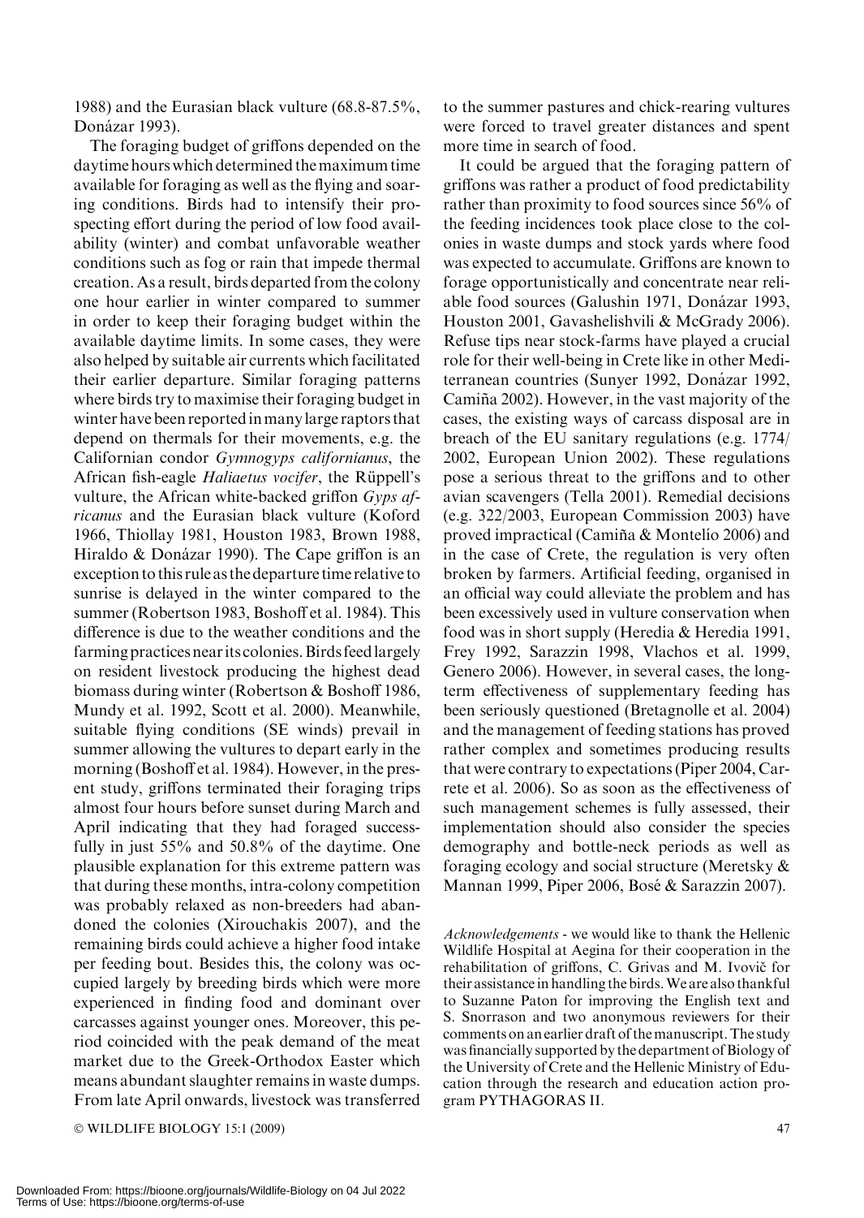1988) and the Eurasian black vulture (68.8-87.5%, Donázar 1993).

The foraging budget of griffons depended on the daytime hours which determined the maximum time available for foraging as well as the flying and soaring conditions. Birds had to intensify their prospecting effort during the period of low food availability (winter) and combat unfavorable weather conditions such as fog or rain that impede thermal creation. As a result, birds departed from the colony one hour earlier in winter compared to summer in order to keep their foraging budget within the available daytime limits. In some cases, they were also helped by suitable air currents which facilitated their earlier departure. Similar foraging patterns where birds try to maximise their foraging budget in winter have been reported in many large raptors that depend on thermals for their movements, e.g. the Californian condor *Gymnogyps californianus*, the African fish-eagle *Haliaetus vocifer*, the Rüppell's vulture, the African white-backed griffon *Gyps africanus* and the Eurasian black vulture (Koford 1966, Thiollay 1981, Houston 1983, Brown 1988, Hiraldo & Donázar 1990). The Cape griffon is an exception to this rule as the departure time relative to sunrise is delayed in the winter compared to the summer (Robertson 1983, Boshoff et al. 1984). This difference is due to the weather conditions and the farming practices near its colonies. Birds feed largely on resident livestock producing the highest dead biomass during winter (Robertson & Boshoff 1986, Mundy et al. 1992, Scott et al. 2000). Meanwhile, suitable flying conditions (SE winds) prevail in summer allowing the vultures to depart early in the morning (Boshoff et al. 1984). However, in the present study, griffons terminated their foraging trips almost four hours before sunset during March and April indicating that they had foraged successfully in just 55% and 50.8% of the daytime. One plausible explanation for this extreme pattern was that during these months, intra-colony competition was probably relaxed as non-breeders had abandoned the colonies (Xirouchakis 2007), and the remaining birds could achieve a higher food intake per feeding bout. Besides this, the colony was occupied largely by breeding birds which were more experienced in finding food and dominant over carcasses against younger ones. Moreover, this period coincided with the peak demand of the meat market due to the Greek-Orthodox Easter which means abundant slaughter remains in waste dumps. From late April onwards, livestock was transferred to the summer pastures and chick-rearing vultures were forced to travel greater distances and spent more time in search of food.

It could be argued that the foraging pattern of griffons was rather a product of food predictability rather than proximity to food sources since 56% of the feeding incidences took place close to the colonies in waste dumps and stock yards where food was expected to accumulate. Griffons are known to forage opportunistically and concentrate near reliable food sources (Galushin 1971, Donázar 1993, Houston 2001, Gavashelishvili & McGrady 2006). Refuse tips near stock-farms have played a crucial role for their well-being in Crete like in other Mediterranean countries (Sunyer 1992, Donázar 1992, Camiña 2002). However, in the vast majority of the cases, the existing ways of carcass disposal are in breach of the EU sanitary regulations (e.g. 1774/2002, European Union 2002). These regulations pose a serious threat to the griffons and to other avian scavengers (Tella 2001). Remedial decisions (e.g. 322/2003, European Commission 2003) have proved impractical (Camiña & Montelío 2006) and in the case of Crete, the regulation is very often broken by farmers. Artificial feeding, organised in an official way could alleviate the problem and has been excessively used in vulture conservation when food was in short supply (Heredia & Heredia 1991, Frey 1992, Sarazzin 1998, Vlachos et al. 1999, Genero 2006). However, in several cases, the long-term effectiveness of supplementary feeding has been seriously questioned (Bretagnolle et al. 2004) and the management of feeding stations has proved rather complex and sometimes producing results that were contrary to expectations (Piper 2004, Carrete et al. 2006). So as soon as the effectiveness of such management schemes is fully assessed, their implementation should also consider the species demography and bottle-neck periods as well as foraging ecology and social structure (Meretsky & Mannan 1999, Piper 2006, Bosé & Sarazzin 2007).

*Acknowledgements* - we would like to thank the Hellenic Wildlife Hospital at Aegina for their cooperation in the rehabilitation of griffons, C. Grivas and M. Ivovič for their assistance in handling the birds. We are also thankful to Suzanne Paton for improving the English text and S. Snorrason and two anonymous reviewers for their comments on an earlier draft of the manuscript. The study was financially supported by the department of Biology of the University of Crete and the Hellenic Ministry of Education through the research and education action program PYTHAGORAS II.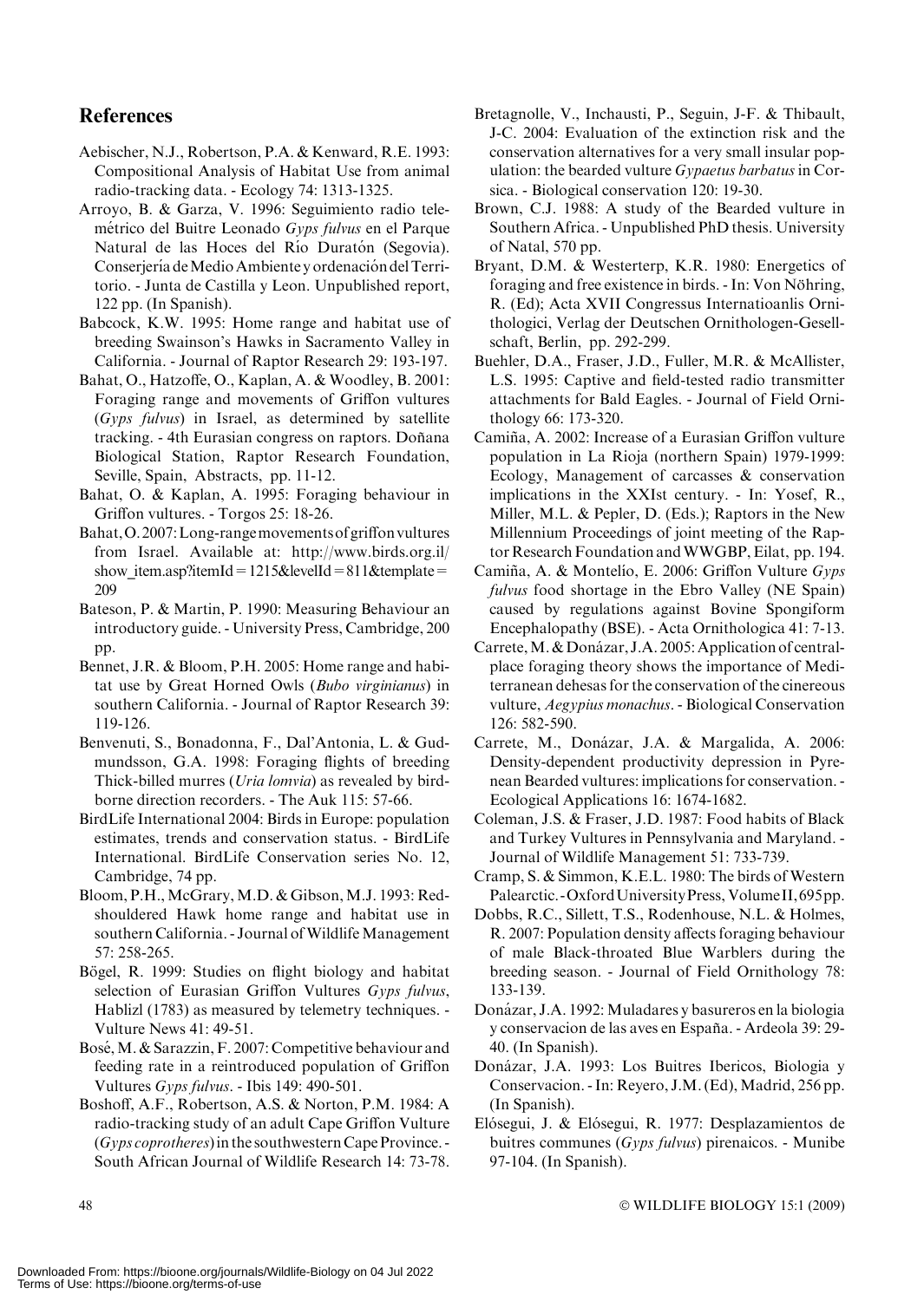## References

Aebischer, N.J., Robertson, P.A. & Kenward, R.E. 1993: Compositional Analysis of Habitat Use from animal radio-tracking data. - Ecology 74: 1313-1325.

Arroyo, B. & Garza, V. 1996: Seguimiento radio telemétrico del Buitre Leonado *Gyps fulvus* en el Parque Natural de las Hoces del Río Duratón (Segovia). Conserjería de Medio Ambiente y ordenación del Territorio. - Junta de Castilla y Leon. Unpublished report, 122 pp. (In Spanish).

Babcock, K.W. 1995: Home range and habitat use of breeding Swainson's Hawks in Sacramento Valley in California. - Journal of Raptor Research 29: 193-197.

Bahat, O., Hatzoffe, O., Kaplan, A. & Woodley, B. 2001: Foraging range and movements of Griffon vultures (*Gyps fulvus*) in Israel, as determined by satellite tracking. - 4th Eurasian congress on raptors. Doñana Biological Station, Raptor Research Foundation, Seville, Spain, Abstracts, pp. 11-12.

Bahat, O. & Kaplan, A. 1995: Foraging behaviour in Griffon vultures. - Torgos 25: 18-26.

Bahat, O. 2007: Long-range movements of griffon vultures from Israel. Available at: http://www.birds.org.il/show_item.asp?itemId=1215&levelId=811&template=209

Bateson, P. & Martin, P. 1990: Measuring Behaviour an introductory guide. - University Press, Cambridge, 200 pp.

Bennet, J.R. & Bloom, P.H. 2005: Home range and habitat use by Great Horned Owls (*Bubo virginianus*) in southern California. - Journal of Raptor Research 39: 119-126.

Benvenuti, S., Bonadonna, F., Dal'Antonia, L. & Gudmundsson, G.A. 1998: Foraging flights of breeding Thick-billed murres (*Uria lomvia*) as revealed by bird-borne direction recorders. - The Auk 115: 57-66.

BirdLife International 2004: Birds in Europe: population estimates, trends and conservation status. - BirdLife International. BirdLife Conservation series No. 12, Cambridge, 74 pp.

Bloom, P.H., McGrary, M.D. & Gibson, M.J. 1993: Red-shouldered Hawk home range and habitat use in southern California. - Journal of Wildlife Management 57: 258-265.

Bögel, R. 1999: Studies on flight biology and habitat selection of Eurasian Griffon Vultures *Gyps fulvus*, Hablizl (1783) as measured by telemetry techniques. - Vulture News 41: 49-51.

Bosé, M. & Sarazzin, F. 2007: Competitive behaviour and feeding rate in a reintroduced population of Griffon Vultures *Gyps fulvus*. - Ibis 149: 490-501.

Boshoff, A.F., Robertson, A.S. & Norton, P.M. 1984: A radio-tracking study of an adult Cape Griffon Vulture (*Gyps coprotheres*) in the southwestern Cape Province. - South African Journal of Wildlife Research 14: 73-78.

Bretagnolle, V., Inchausti, P., Seguin, J-F. & Thibault, J-C. 2004: Evaluation of the extinction risk and the conservation alternatives for a very small insular population: the bearded vulture *Gypaetus barbatus* in Corsica. - Biological conservation 120: 19-30.

Brown, C.J. 1988: A study of the Bearded vulture in Southern Africa. - Unpublished PhD thesis. University of Natal, 570 pp.

Bryant, D.M. & Westerterp, K.R. 1980: Energetics of foraging and free existence in birds. - In: Von Nöhring, R. (Ed); Acta XVII Congressus Internatioanlis Ornithologici, Verlag der Deutschen Ornithologen-Gesellschaft, Berlin, pp. 292-299.

Buehler, D.A., Fraser, J.D., Fuller, M.R. & McAllister, L.S. 1995: Captive and field-tested radio transmitter attachments for Bald Eagles. - Journal of Field Ornithology 66: 173-320.

Camiña, A. 2002: Increase of a Eurasian Griffon vulture population in La Rioja (northern Spain) 1979-1999: Ecology, Management of carcasses & conservation implications in the XXIst century. - In: Yosef, R., Miller, M.L. & Pepler, D. (Eds.); Raptors in the New Millennium Proceedings of joint meeting of the Raptor Research Foundation and WWGBP, Eilat, pp. 194.

Camiña, A. & Montelío, E. 2006: Griffon Vulture *Gyps fulvus* food shortage in the Ebro Valley (NE Spain) caused by regulations against Bovine Spongiform Encephalopathy (BSE). - Acta Ornithologica 41: 7-13.

Carrete, M. & Donázar, J.A. 2005: Application of central-place foraging theory shows the importance of Mediterranean dehesas for the conservation of the cinereous vulture, *Aegypius monachus*. - Biological Conservation 126: 582-590.

Carrete, M., Donázar, J.A. & Margalida, A. 2006: Density-dependent productivity depression in Pyrenean Bearded vultures: implications for conservation. - Ecological Applications 16: 1674-1682.

Coleman, J.S. & Fraser, J.D. 1987: Food habits of Black and Turkey Vultures in Pennsylvania and Maryland. - Journal of Wildlife Management 51: 733-739.

Cramp, S. & Simmon, K.E.L. 1980: The birds of Western Palearctic. - Oxford University Press, Volume II, 695 pp.

Dobbs, R.C., Sillett, T.S., Rodenhouse, N.L. & Holmes, R. 2007: Population density affects foraging behaviour of male Black-throated Blue Warblers during the breeding season. - Journal of Field Ornithology 78: 133-139.

Donázar, J.A. 1992: Muladares y basureros en la biologia y conservacion de las aves en España. - Ardeola 39: 29-40. (In Spanish).

Donázar, J.A. 1993: Los Buitres Ibericos, Biologia y Conservacion. - In: Reyero, J.M. (Ed), Madrid, 256 pp. (In Spanish).

Elósegui, J. & Elósegui, R. 1977: Desplazamientos de buitres communes (*Gyps fulvus*) pirenaicos. - Munibe 97-104. (In Spanish).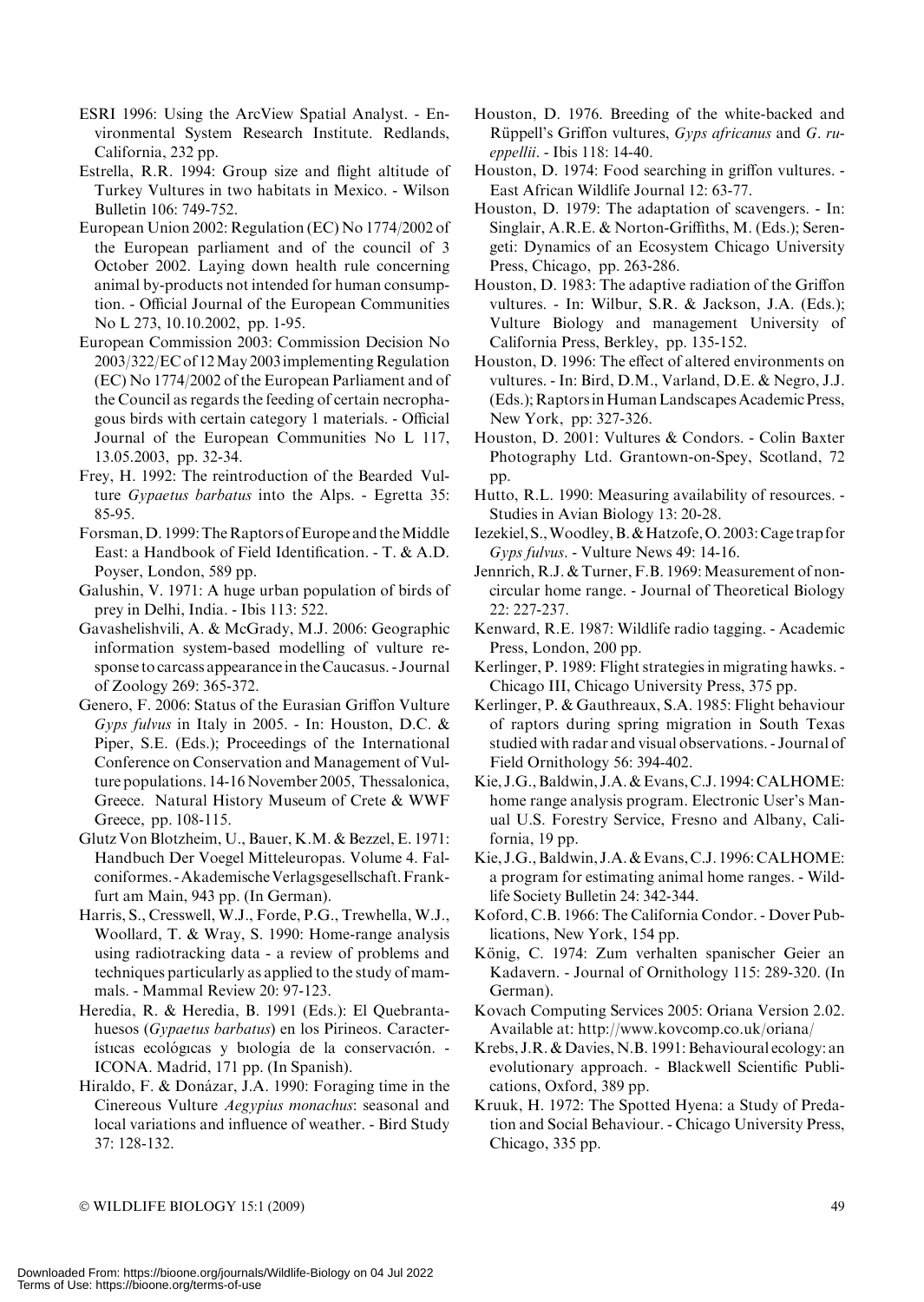ESRI 1996: Using the ArcView Spatial Analyst. - Environmental System Research Institute. Redlands, California, 232 pp.

Estrella, R.R. 1994: Group size and flight altitude of Turkey Vultures in two habitats in Mexico. - Wilson Bulletin 106: 749-752.

European Union 2002: Regulation (EC) No 1774/2002 of the European parliament and of the council of 3 October 2002. Laying down health rule concerning animal by-products not intended for human consumption. - Official Journal of the European Communities No L 273, 10.10.2002, pp. 1-95.

European Commission 2003: Commission Decision No 2003/322/EC of 12 May 2003 implementing Regulation (EC) No 1774/2002 of the European Parliament and of the Council as regards the feeding of certain necrophagous birds with certain category 1 materials. - Official Journal of the European Communities No L 117, 13.05.2003, pp. 32-34.

Frey, H. 1992: The reintroduction of the Bearded Vulture *Gypaetus barbatus* into the Alps. - Egretta 35: 85-95.

Forsman, D. 1999: The Raptors of Europe and the Middle East: a Handbook of Field Identification. - T. & A.D. Poyser, London, 589 pp.

Galushin, V. 1971: A huge urban population of birds of prey in Delhi, India. - Ibis 113: 522.

Gavashelishvili, A. & McGrady, M.J. 2006: Geographic information system-based modelling of vulture response to carcass appearance in the Caucasus. - Journal of Zoology 269: 365-372.

Genero, F. 2006: Status of the Eurasian Griffon Vulture *Gyps fulvus* in Italy in 2005. - In: Houston, D.C. & Piper, S.E. (Eds.); Proceedings of the International Conference on Conservation and Management of Vulture populations. 14-16 November 2005, Thessalonica, Greece. Natural History Museum of Crete & WWF Greece, pp. 108-115.

Glutz Von Blotzheim, U., Bauer, K.M. & Bezzel, E. 1971: Handbuch Der Voegel Mitteleuropas. Volume 4. Falconiformes. - Akademische Verlagsgesellschaft. Frankfurt am Main, 943 pp. (In German).

Harris, S., Cresswell, W.J., Forde, P.G., Trewhella, W.J., Woollard, T. & Wray, S. 1990: Home-range analysis using radiotracking data - a review of problems and techniques particularly as applied to the study of mammals. - Mammal Review 20: 97-123.

Heredia, R. & Heredia, B. 1991 (Eds.): El Quebrantahuesos (*Gypaetus barbatus*) en los Pirineos. Características ecológicas y biología de la conservación. - ICONA. Madrid, 171 pp. (In Spanish).

Hiraldo, F. & Donázar, J.A. 1990: Foraging time in the Cinereous Vulture *Aegypius monachus*: seasonal and local variations and influence of weather. - Bird Study 37: 128-132.

Houston, D. 1976. Breeding of the white-backed and Rüppell's Griffon vultures, *Gyps africanus* and *G. rueppellii*. - Ibis 118: 14-40.

Houston, D. 1974: Food searching in griffon vultures. - East African Wildlife Journal 12: 63-77.

Houston, D. 1979: The adaptation of scavengers. - In: Singlair, A.R.E. & Norton-Griffiths, M. (Eds.); Serengeti: Dynamics of an Ecosystem Chicago University Press, Chicago, pp. 263-286.

Houston, D. 1983: The adaptive radiation of the Griffon vultures. - In: Wilbur, S.R. & Jackson, J.A. (Eds.); Vulture Biology and management University of California Press, Berkley, pp. 135-152.

Houston, D. 1996: The effect of altered environments on vultures. - In: Bird, D.M., Varland, D.E. & Negro, J.J. (Eds.); Raptors in Human Landscapes Academic Press, New York, pp: 327-326.

Houston, D. 2001: Vultures & Condors. - Colin Baxter Photography Ltd. Grantown-on-Spey, Scotland, 72 pp.

Hutto, R.L. 1990: Measuring availability of resources. - Studies in Avian Biology 13: 20-28.

Iezekiel, S., Woodley, B. & Hatzofe, O. 2003: Cage trap for *Gyps fulvus*. - Vulture News 49: 14-16.

Jennrich, R.J. & Turner, F.B. 1969: Measurement of non-circular home range. - Journal of Theoretical Biology 22: 227-237.

Kenward, R.E. 1987: Wildlife radio tagging. - Academic Press, London, 200 pp.

Kerlinger, P. 1989: Flight strategies in migrating hawks. - Chicago III, Chicago University Press, 375 pp.

Kerlinger, P. & Gauthreaux, S.A. 1985: Flight behaviour of raptors during spring migration in South Texas studied with radar and visual observations. - Journal of Field Ornithology 56: 394-402.

Kie, J.G., Baldwin, J.A. & Evans, C.J. 1994: CALHOME: home range analysis program. Electronic User's Manual U.S. Forestry Service, Fresno and Albany, California, 19 pp.

Kie, J.G., Baldwin, J.A. & Evans, C.J. 1996: CALHOME: a program for estimating animal home ranges. - Wildlife Society Bulletin 24: 342-344.

Koford, C.B. 1966: The California Condor. - Dover Publications, New York, 154 pp.

König, C. 1974: Zum verhalten spanischer Geier an Kadavern. - Journal of Ornithology 115: 289-320. (In German).

Kovach Computing Services 2005: Oriana Version 2.02. Available at: http://www.kovcomp.co.uk/oriana/

Krebs, J.R. & Davies, N.B. 1991: Behavioural ecology: an evolutionary approach. - Blackwell Scientific Publications, Oxford, 389 pp.

Kruuk, H. 1972: The Spotted Hyena: a Study of Predation and Social Behaviour. - Chicago University Press, Chicago, 335 pp.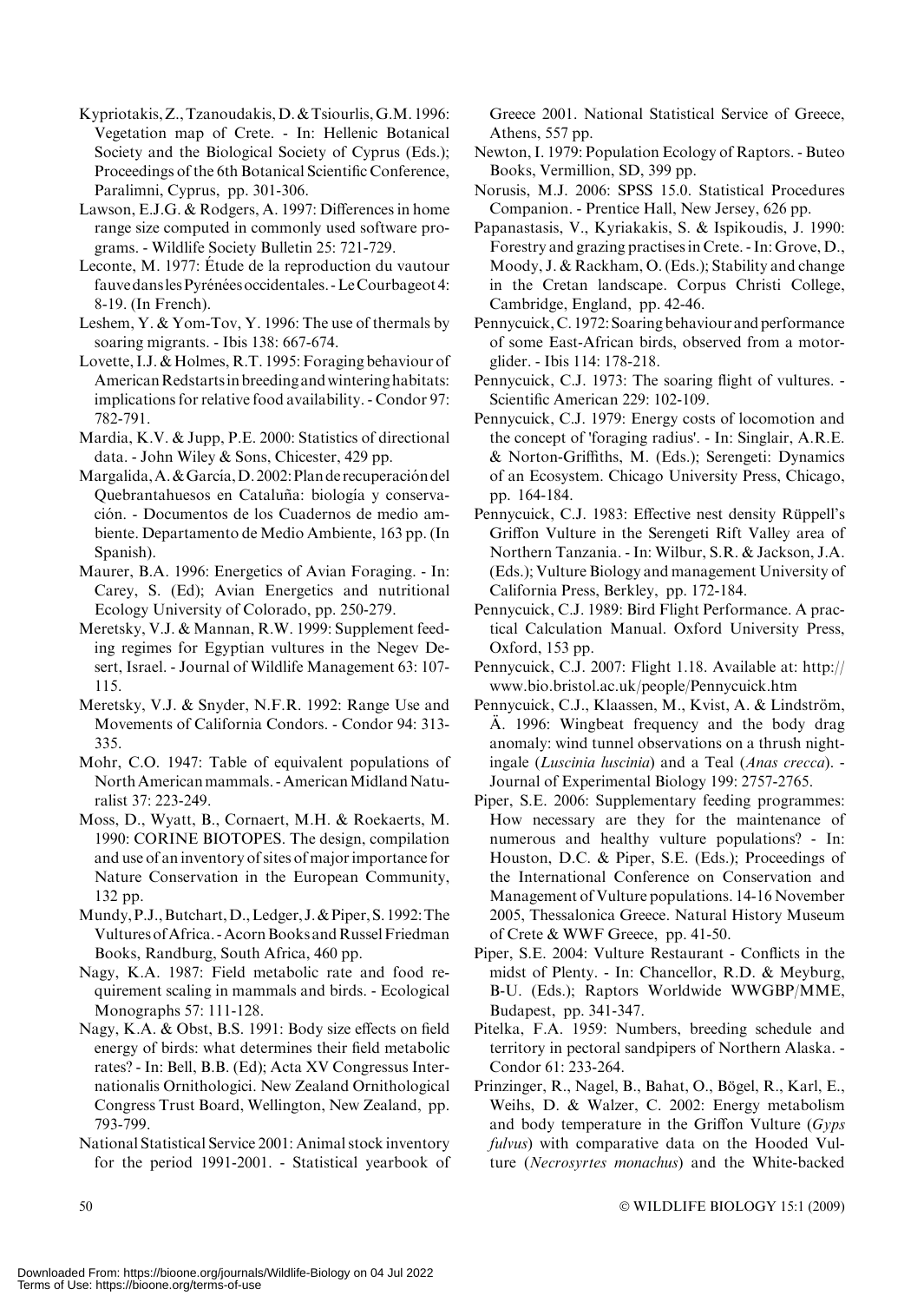Kypriotakis, Z., Tzanoudakis, D. & Tsiourlis, G.M. 1996: Vegetation map of Crete. - In: Hellenic Botanical Society and the Biological Society of Cyprus (Eds.); Proceedings of the 6th Botanical Scientific Conference, Paralimni, Cyprus, pp. 301-306.

Lawson, E.J.G. & Rodgers, A. 1997: Differences in home range size computed in commonly used software programs. - Wildlife Society Bulletin 25: 721-729.

Leconte, M. 1977: Étude de la reproduction du vautour fauve dans les Pyrénées occidentales. - Le Courbageot 4: 8-19. (In French).

Leshem, Y. & Yom-Tov, Y. 1996: The use of thermals by soaring migrants. - Ibis 138: 667-674.

Lovette, I.J. & Holmes, R.T. 1995: Foraging behaviour of American Redstarts in breeding and wintering habitats: implications for relative food availability. - Condor 97: 782-791.

Mardia, K.V. & Jupp, P.E. 2000: Statistics of directional data. - John Wiley & Sons, Chicester, 429 pp.

Margalida, A. & García, D. 2002: Plan de recuperación del Quebrantahuesos en Cataluña: biología y conservación. - Documentos de los Cuadernos de medio ambiente. Departamento de Medio Ambiente, 163 pp. (In Spanish).

Maurer, B.A. 1996: Energetics of Avian Foraging. - In: Carey, S. (Ed); Avian Energetics and nutritional Ecology University of Colorado, pp. 250-279.

Meretsky, V.J. & Mannan, R.W. 1999: Supplement feeding regimes for Egyptian vultures in the Negev Desert, Israel. - Journal of Wildlife Management 63: 107-115.

Meretsky, V.J. & Snyder, N.F.R. 1992: Range Use and Movements of California Condors. - Condor 94: 313-335.

Mohr, C.O. 1947: Table of equivalent populations of North American mammals. - American Midland Naturalist 37: 223-249.

Moss, D., Wyatt, B., Cornaert, M.H. & Roekaerts, M. 1990: CORINE BIOTOPES. The design, compilation and use of an inventory of sites of major importance for Nature Conservation in the European Community, 132 pp.

Mundy, P.J., Butchart, D., Ledger, J. & Piper, S. 1992: The Vultures of Africa. - Acorn Books and Russel Friedman Books, Randburg, South Africa, 460 pp.

Nagy, K.A. 1987: Field metabolic rate and food requirement scaling in mammals and birds. - Ecological Monographs 57: 111-128.

Nagy, K.A. & Obst, B.S. 1991: Body size effects on field energy of birds: what determines their field metabolic rates? - In: Bell, B.B. (Ed); Acta XV Congressus Internationalis Ornithologici. New Zealand Ornithological Congress Trust Board, Wellington, New Zealand, pp. 793-799.

National Statistical Service 2001: Animal stock inventory for the period 1991-2001. - Statistical yearbook of Greece 2001. National Statistical Service of Greece, Athens, 557 pp.

Newton, I. 1979: Population Ecology of Raptors. - Buteo Books, Vermillion, SD, 399 pp.

Norusis, M.J. 2006: SPSS 15.0. Statistical Procedures Companion. - Prentice Hall, New Jersey, 626 pp.

Papanastasis, V., Kyriakakis, S. & Ispikoudis, J. 1990: Forestry and grazing practises in Crete. - In: Grove, D., Moody, J. & Rackham, O. (Eds.); Stability and change in the Cretan landscape. Corpus Christi College, Cambridge, England, pp. 42-46.

Pennycuick, C. 1972: Soaring behaviour and performance of some East-African birds, observed from a motorglider. - Ibis 114: 178-218.

Pennycuick, C.J. 1973: The soaring flight of vultures. - Scientific American 229: 102-109.

Pennycuick, C.J. 1979: Energy costs of locomotion and the concept of 'foraging radius'. - In: Singlair, A.R.E. & Norton-Griffiths, M. (Eds.); Serengeti: Dynamics of an Ecosystem. Chicago University Press, Chicago, pp. 164-184.

Pennycuick, C.J. 1983: Effective nest density Rüppell's Griffon Vulture in the Serengeti Rift Valley area of Northern Tanzania. - In: Wilbur, S.R. & Jackson, J.A. (Eds.); Vulture Biology and management University of California Press, Berkley, pp. 172-184.

Pennycuick, C.J. 1989: Bird Flight Performance. A practical Calculation Manual. Oxford University Press, Oxford, 153 pp.

Pennycuick, C.J. 2007: Flight 1.18. Available at: http://www.bio.bristol.ac.uk/people/Pennycuick.htm

Pennycuick, C.J., Klaassen, M., Kvist, A. & Lindström, Å. 1996: Wingbeat frequency and the body drag anomaly: wind tunnel observations on a thrush nightingale (*Luscinia luscinia*) and a Teal (*Anas crecca*). - Journal of Experimental Biology 199: 2757-2765.

Piper, S.E. 2006: Supplementary feeding programmes: How necessary are they for the maintenance of numerous and healthy vulture populations? - In: Houston, D.C. & Piper, S.E. (Eds.); Proceedings of the International Conference on Conservation and Management of Vulture populations. 14-16 November 2005, Thessalonica Greece. Natural History Museum of Crete & WWF Greece, pp. 41-50.

Piper, S.E. 2004: Vulture Restaurant - Conflicts in the midst of Plenty. - In: Chancellor, R.D. & Meyburg, B-U. (Eds.); Raptors Worldwide WWGBP/MME, Budapest, pp. 341-347.

Pitelka, F.A. 1959: Numbers, breeding schedule and territory in pectoral sandpipers of Northern Alaska. - Condor 61: 233-264.

Prinzinger, R., Nagel, B., Bahat, O., Bögel, R., Karl, E., Weihs, D. & Walzer, C. 2002: Energy metabolism and body temperature in the Griffon Vulture (*Gyps fulvus*) with comparative data on the Hooded Vulture (*Necrosyrtes monachus*) and the White-backed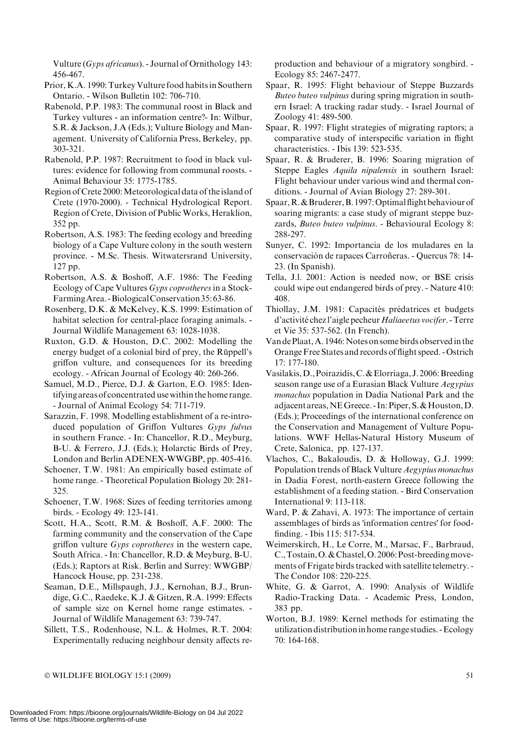Vulture (*Gyps africanus*). - Journal of Ornithology 143: 456-467.

Prior, K.A. 1990: Turkey Vulture food habits in Southern Ontario. - Wilson Bulletin 102: 706-710.

Rabenold, P.P. 1983: The communal roost in Black and Turkey vultures - an information centre?- In: Wilbur, S.R. & Jackson, J.A (Eds.); Vulture Biology and Management. University of California Press, Berkeley, pp. 303-321.

Rabenold, P.P. 1987: Recruitment to food in black vultures: evidence for following from communal roosts. - Animal Behaviour 35: 1775-1785.

Region of Crete 2000: Meteorological data of the island of Crete (1970-2000). - Technical Hydrological Report. Region of Crete, Division of Public Works, Heraklion, 352 pp.

Robertson, A.S. 1983: The feeding ecology and breeding biology of a Cape Vulture colony in the south western province. - M.Sc. Thesis. Witwatersrand University, 127 pp.

Robertson, A.S. & Boshoff, A.F. 1986: The Feeding Ecology of Cape Vultures *Gyps coprotheres* in a Stock-Farming Area. - Biological Conservation 35: 63-86.

Rosenberg, D.K. & McKelvey, K.S. 1999: Estimation of habitat selection for central-place foraging animals. - Journal Wildlife Management 63: 1028-1038.

Ruxton, G.D. & Houston, D.C. 2002: Modelling the energy budget of a colonial bird of prey, the Rüppell's griffon vulture, and consequences for its breeding ecology. - African Journal of Ecology 40: 260-266.

Samuel, M.D., Pierce, D.J. & Garton, E.O. 1985: Identifying areas of concentrated use within the home range. - Journal of Animal Ecology 54: 711-719.

Sarazzin, F. 1998. Modelling establishment of a re-introduced population of Griffon Vultures *Gyps fulvus* in southern France. - In: Chancellor, R.D., Meyburg, B-U. & Ferrero, J.J. (Eds.); Holarctic Birds of Prey, London and Berlin ADENEX-WWGBP, pp. 405-416.

Schoener, T.W. 1981: An empirically based estimate of home range. - Theoretical Population Biology 20: 281-325.

Schoener, T.W. 1968: Sizes of feeding territories among birds. - Ecology 49: 123-141.

Scott, H.A., Scott, R.M. & Boshoff, A.F. 2000: The farming community and the conservation of the Cape griffon vulture *Gyps coprotheres* in the western cape, South Africa. - In: Chancellor, R.D. & Meyburg, B-U. (Eds.); Raptors at Risk. Berlin and Surrey: WWGBP/ Hancock House, pp. 231-238.

Seaman, D.E., Millspaugh, J.J., Kernohan, B.J., Brundige, G.C., Raedeke, K.J. & Gitzen, R.A. 1999: Effects of sample size on Kernel home range estimates. - Journal of Wildlife Management 63: 739-747.

Sillett, T.S., Rodenhouse, N.L. & Holmes, R.T. 2004: Experimentally reducing neighbour density affects reproduction and behaviour of a migratory songbird. - Ecology 85: 2467-2477.

Spaar, R. 1995: Flight behaviour of Steppe Buzzards *Buteo buteo vulpinus* during spring migration in southern Israel: A tracking radar study. - Israel Journal of Zoology 41: 489-500.

Spaar, R. 1997: Flight strategies of migrating raptors; a comparative study of interspecific variation in flight characteristics. - Ibis 139: 523-535.

Spaar, R. & Bruderer, B. 1996: Soaring migration of Steppe Eagles *Aquila nipalensis* in southern Israel: Flight behaviour under various wind and thermal conditions. - Journal of Avian Biology 27: 289-301.

Spaar, R. & Bruderer, B. 1997: Optimal flight behaviour of soaring migrants: a case study of migrant steppe buzzards, *Buteo buteo vulpinus*. - Behavioural Ecology 8: 288-297.

Sunyer, C. 1992: Importancia de los muladares en la conservación de rapaces Carroñeras. - Quercus 78: 14-23. (In Spanish).

Tella, J.l. 2001: Action is needed now, or BSE crisis could wipe out endangered birds of prey. - Nature 410: 408.

Thiollay, J.M. 1981: Capacités prédatrices et budgets d'activité chez l'aigle pecheur *Haliaeetus vocifer*. - Terre et Vie 35: 537-562. (In French).

Van de Plaat, A. 1946: Notes on some birds observed in the Orange Free States and records of flight speed. - Ostrich 17: 177-180.

Vasilakis, D., Poirazidis, C. & Elorriaga, J. 2006: Breeding season range use of a Eurasian Black Vulture *Aegypius monachus* population in Dadia National Park and the adjacent areas, NE Greece. - In: Piper, S. & Houston, D. (Eds.); Proceedings of the international conference on the Conservation and Management of Vulture Populations. WWF Hellas-Natural History Museum of Crete, Salonica, pp. 127-137.

Vlachos, C., Bakaloudis, D. & Holloway, G.J. 1999: Population trends of Black Vulture *Aegypius monachus* in Dadia Forest, north-eastern Greece following the establishment of a feeding station. - Bird Conservation International 9: 113-118.

Ward, P. & Zahavi, A. 1973: The importance of certain assemblages of birds as 'information centres' for food-finding. - Ibis 115: 517-534.

Weimerskirch, H., Le Corre, M., Marsac, F., Barbraud, C., Tostain, O. & Chastel, O. 2006: Post-breeding movements of Frigate birds tracked with satellite telemetry. - The Condor 108: 220-225.

White, G. & Garrot, A. 1990: Analysis of Wildlife Radio-Tracking Data. - Academic Press, London, 383 pp.

Worton, B.J. 1989: Kernel methods for estimating the utilization distribution in home range studies. - Ecology 70: 164-168.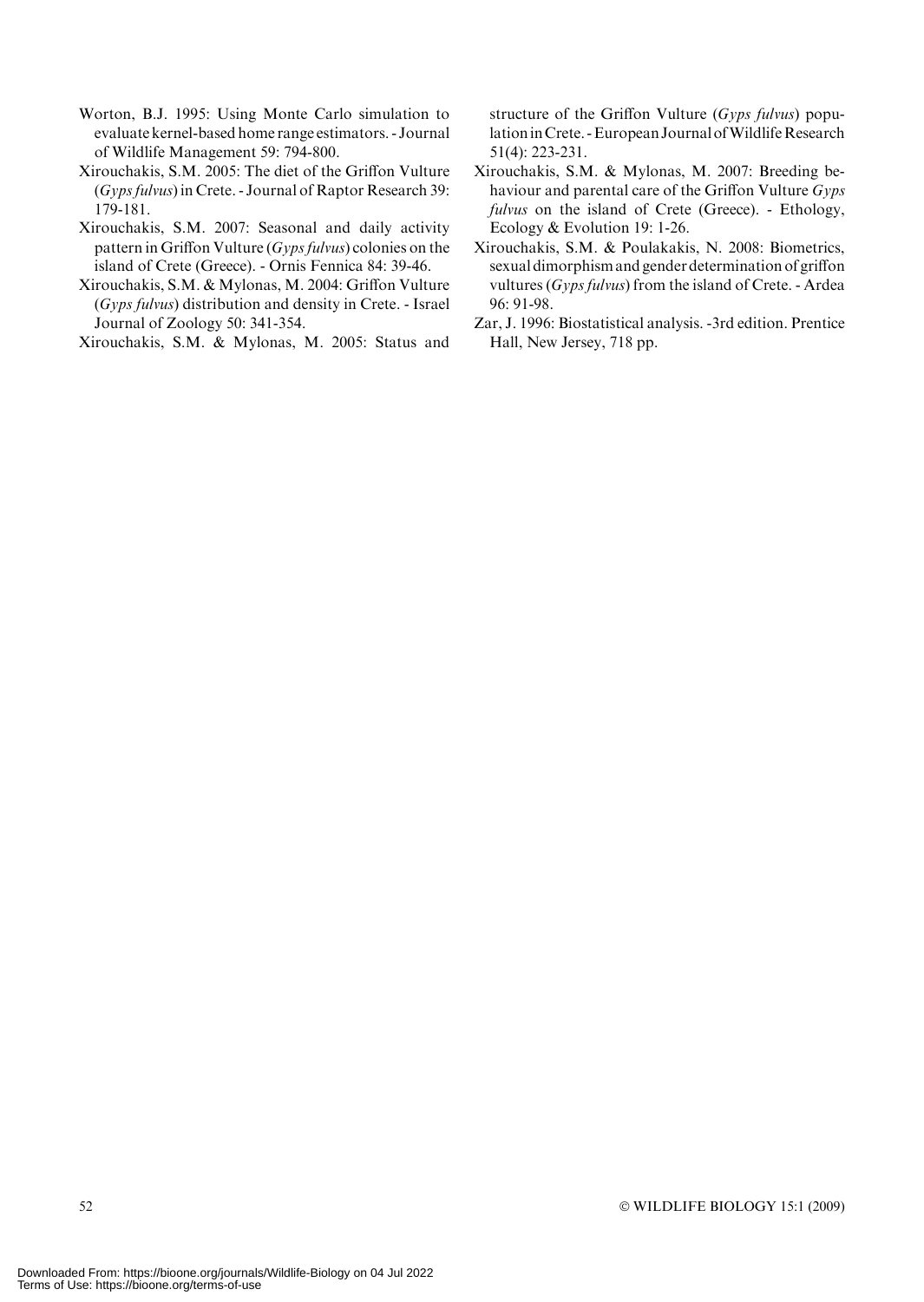Worton, B.J. 1995: Using Monte Carlo simulation to evaluate kernel-based home range estimators. - Journal of Wildlife Management 59: 794-800.

Xirouchakis, S.M. 2005: The diet of the Griffon Vulture (*Gyps fulvus*) in Crete. - Journal of Raptor Research 39: 179-181.

Xirouchakis, S.M. 2007: Seasonal and daily activity pattern in Griffon Vulture (*Gyps fulvus*) colonies on the island of Crete (Greece). - Ornis Fennica 84: 39-46.

Xirouchakis, S.M. & Mylonas, M. 2004: Griffon Vulture (*Gyps fulvus*) distribution and density in Crete. - Israel Journal of Zoology 50: 341-354.

Xirouchakis, S.M. & Mylonas, M. 2005: Status and structure of the Griffon Vulture (*Gyps fulvus*) population in Crete. - European Journal of Wildlife Research 51(4): 223-231.

Xirouchakis, S.M. & Mylonas, M. 2007: Breeding behaviour and parental care of the Griffon Vulture *Gyps fulvus* on the island of Crete (Greece). - Ethology, Ecology & Evolution 19: 1-26.

Xirouchakis, S.M. & Poulakakis, N. 2008: Biometrics, sexual dimorphism and gender determination of griffon vultures (*Gyps fulvus*) from the island of Crete. - Ardea 96: 91-98.

Zar, J. 1996: Biostatistical analysis. -3rd edition. Prentice Hall, New Jersey, 718 pp.